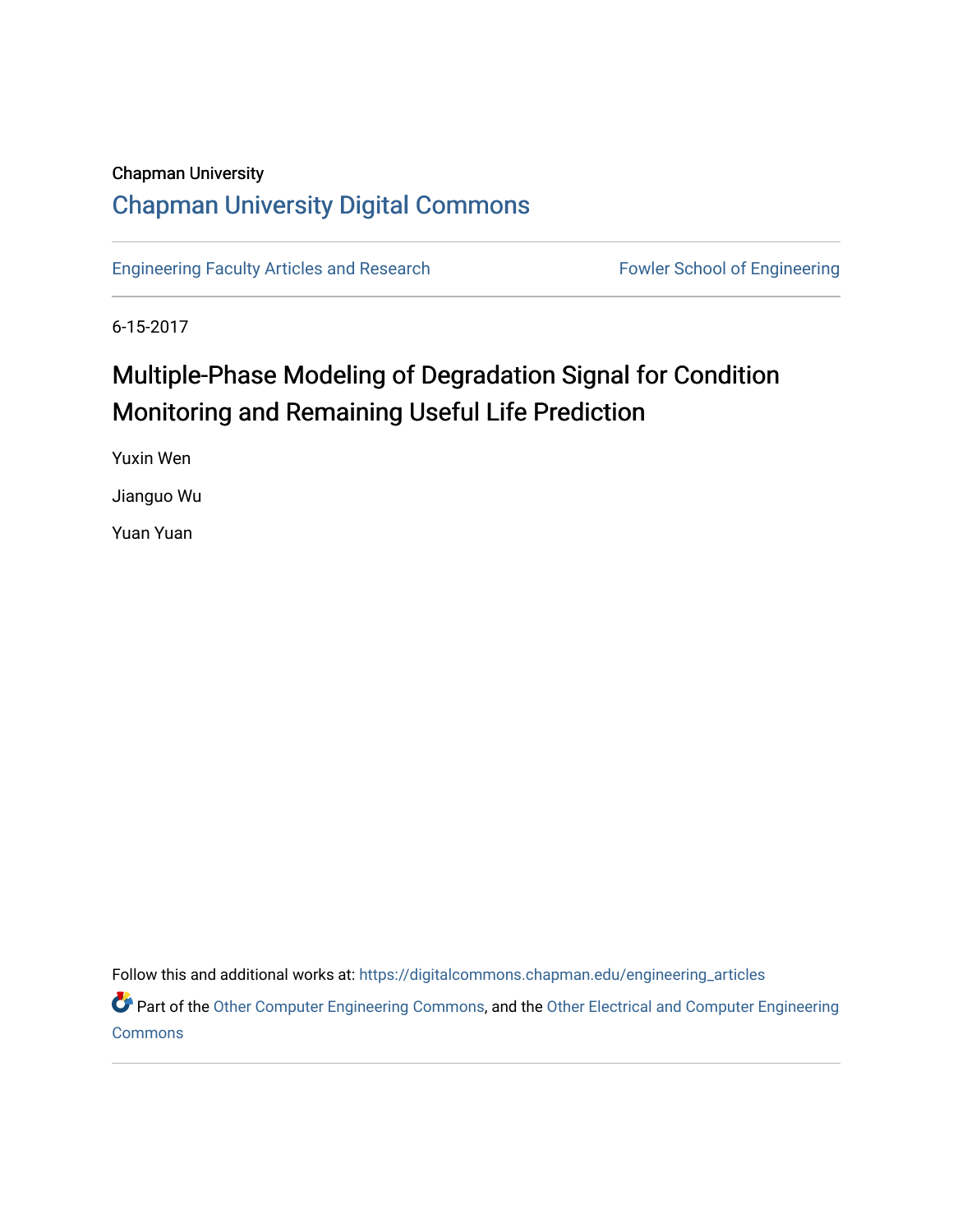Chapman University

# Chapman University Digital Commons

Engineering Faculty Articles and Research

Fowler School of Engineering

6-15-2017

# Multiple-Phase Modeling of Degradation Signal for Condition Monitoring and Remaining Useful Life Prediction

Yuxin Wen

Jianguo Wu

Yuan Yuan

Follow this and additional works at: https://digitalcommons.chapman.edu/engineering_articles

Part of the Other Computer Engineering Commons, and the Other Electrical and Computer Engineering Commons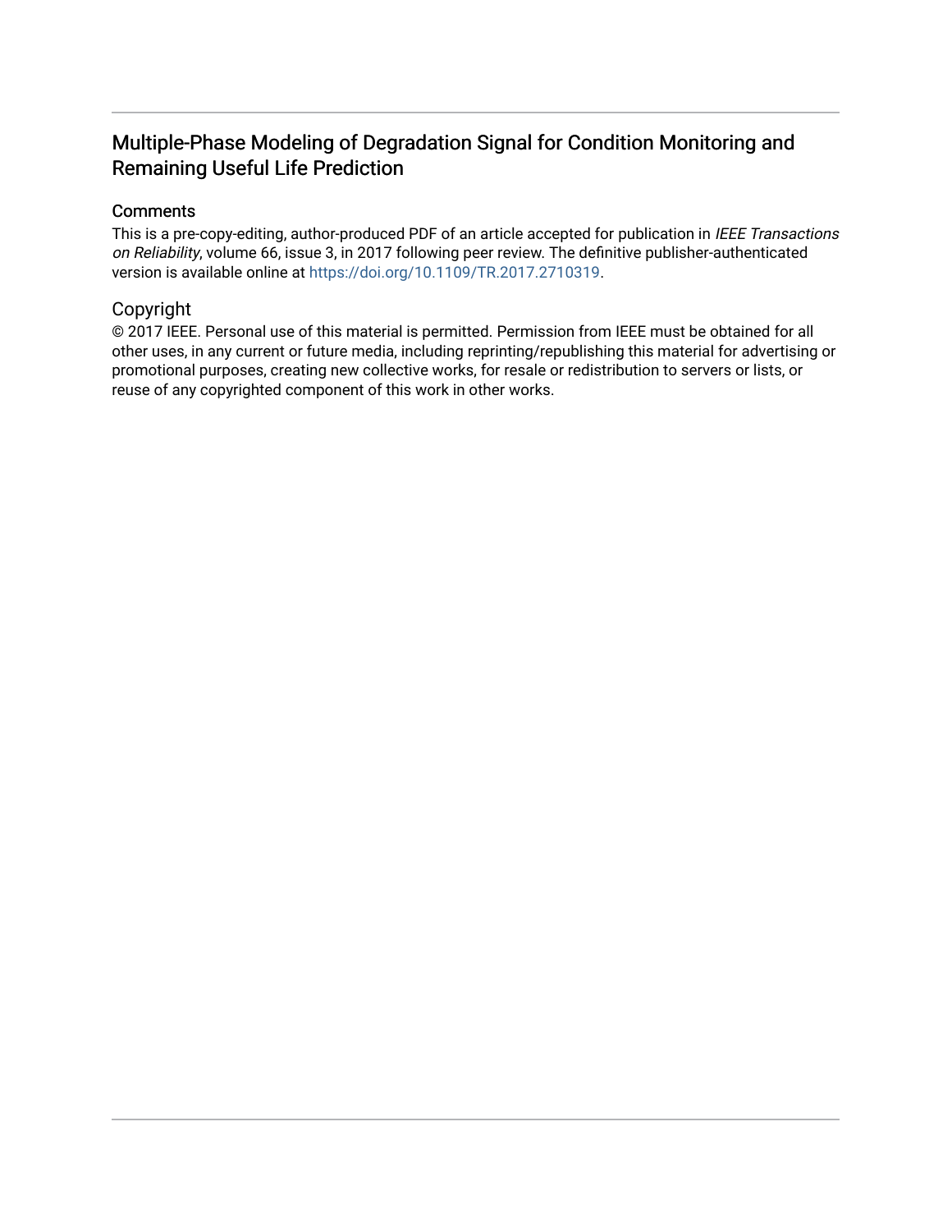# Multiple-Phase Modeling of Degradation Signal for Condition Monitoring and Remaining Useful Life Prediction

## Comments

This is a pre-copy-editing, author-produced PDF of an article accepted for publication in *IEEE Transactions on Reliability*, volume 66, issue 3, in 2017 following peer review. The definitive publisher-authenticated version is available online at https://doi.org/10.1109/TR.2017.2710319.

## Copyright

© 2017 IEEE. Personal use of this material is permitted. Permission from IEEE must be obtained for all other uses, in any current or future media, including reprinting/republishing this material for advertising or promotional purposes, creating new collective works, for resale or redistribution to servers or lists, or reuse of any copyrighted component of this work in other works.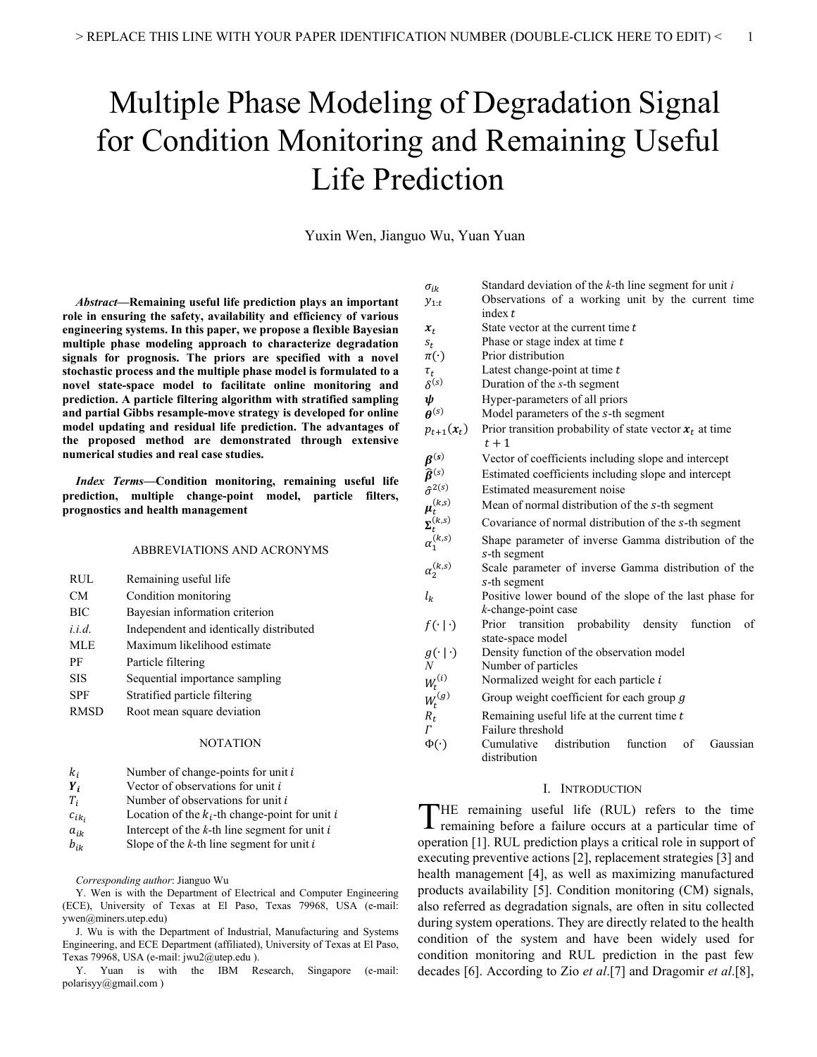# Multiple Phase Modeling of Degradation Signal for Condition Monitoring and Remaining Useful Life Prediction

Yuxin Wen, Jianguo Wu, Yuan Yuan

***Abstract*—Remaining useful life prediction plays an important role in ensuring the safety, availability and efficiency of various engineering systems. In this paper, we propose a flexible Bayesian multiple phase modeling approach to characterize degradation signals for prognosis. The priors are specified with a novel stochastic process and the multiple phase model is formulated to a novel state-space model to facilitate online monitoring and prediction. A particle filtering algorithm with stratified sampling and partial Gibbs resample-move strategy is developed for online model updating and residual life prediction. The advantages of the proposed method are demonstrated through extensive numerical studies and real case studies.**

***Index Terms*—Condition monitoring, remaining useful life prediction, multiple change-point model, particle filters, prognostics and health management**

## ABBREVIATIONS AND ACRONYMS

| | |
|---|---|
| RUL | Remaining useful life |
| CM | Condition monitoring |
| BIC | Bayesian information criterion |
| *i.i.d.* | Independent and identically distributed |
| MLE | Maximum likelihood estimate |
| PF | Particle filtering |
| SIS | Sequential importance sampling |
| SPF | Stratified particle filtering |
| RMSD | Root mean square deviation |

## NOTATION

| | |
|---|---|
| $k_i$ | Number of change-points for unit *i* |
| $\boldsymbol{Y_i}$ | Vector of observations for unit *i* |
| $T_i$ | Number of observations for unit *i* |
| $c_{ik_i}$ | Location of the $k_i$-th change-point for unit *i* |
| $a_{ik}$ | Intercept of the *k*-th line segment for unit *i* |
| $b_{ik}$ | Slope of the *k*-th line segment for unit *i* |
| $\sigma_{ik}$ | Standard deviation of the *k*-th line segment for unit *i* |
| $y_{1:t}$ | Observations of a working unit by the current time index $t$ |
| $\boldsymbol{x}_t$ | State vector at the current time $t$ |
| $s_t$ | Phase or stage index at time $t$ |
| $\pi(\cdot)$ | Prior distribution |
| $\tau_t$ | Latest change-point at time $t$ |
| $\delta^{(s)}$ | Duration of the $s$-th segment |
| $\boldsymbol{\psi}$ | Hyper-parameters of all priors |
| $\boldsymbol{\theta}^{(s)}$ | Model parameters of the $s$-th segment |
| $p_{t+1}(\boldsymbol{x}_t)$ | Prior transition probability of state vector $\boldsymbol{x}_t$ at time $t+1$ |
| $\boldsymbol{\beta}^{(s)}$ | Vector of coefficients including slope and intercept |
| $\widehat{\boldsymbol{\beta}}^{(s)}$ | Estimated coefficients including slope and intercept |
| $\hat{\sigma}^{2(s)}$ | Estimated measurement noise |
| $\boldsymbol{\mu}_t^{(k,s)}$ | Mean of normal distribution of the $s$-th segment |
| $\boldsymbol{\Sigma}_t^{(k,s)}$ | Covariance of normal distribution of the $s$-th segment |
| $\alpha_1^{(k,s)}$ | Shape parameter of inverse Gamma distribution of the $s$-th segment |
| $\alpha_2^{(k,s)}$ | Scale parameter of inverse Gamma distribution of the $s$-th segment |
| $l_k$ | Positive lower bound of the slope of the last phase for $k$-change-point case |
| $f(\cdot \mid \cdot)$ | Prior transition probability density function of state-space model |
| $g(\cdot \mid \cdot)$ | Density function of the observation model |
| $N$ | Number of particles |
| $W_t^{(i)}$ | Normalized weight for each particle $i$ |
| $W_t^{(g)}$ | Group weight coefficient for each group $g$ |
| $R_t$ | Remaining useful life at the current time $t$ |
| $\Gamma$ | Failure threshold |
| $\Phi(\cdot)$ | Cumulative distribution function of Gaussian distribution |

*Corresponding author*: Jianguo Wu

Y. Wen is with the Department of Electrical and Computer Engineering (ECE), University of Texas at El Paso, Texas 79968, USA (e-mail: ywen@miners.utep.edu)

J. Wu is with the Department of Industrial, Manufacturing and Systems Engineering, and ECE Department (affiliated), University of Texas at El Paso, Texas 79968, USA (e-mail: jwu2@utep.edu ).

Y. Yuan is with the IBM Research, Singapore (e-mail: polarisyy@gmail.com )

## I. INTRODUCTION

THE remaining useful life (RUL) refers to the time remaining before a failure occurs at a particular time of operation [1]. RUL prediction plays a critical role in support of executing preventive actions [2], replacement strategies [3] and health management [4], as well as maximizing manufactured products availability [5]. Condition monitoring (CM) signals, also referred as degradation signals, are often in situ collected during system operations. They are directly related to the health condition of the system and have been widely used for condition monitoring and RUL prediction in the past few decades [6]. According to Zio *et al*.[7] and Dragomir *et al*.[8],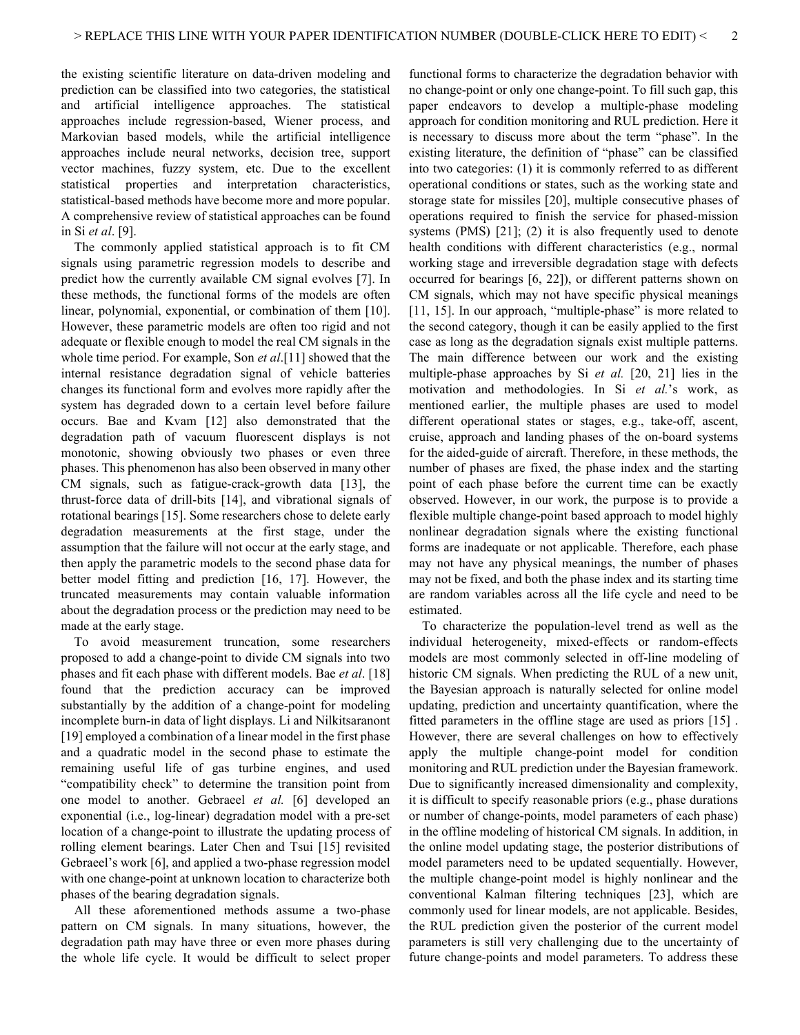the existing scientific literature on data-driven modeling and prediction can be classified into two categories, the statistical and artificial intelligence approaches. The statistical approaches include regression-based, Wiener process, and Markovian based models, while the artificial intelligence approaches include neural networks, decision tree, support vector machines, fuzzy system, etc. Due to the excellent statistical properties and interpretation characteristics, statistical-based methods have become more and more popular. A comprehensive review of statistical approaches can be found in Si *et al*. [9].

The commonly applied statistical approach is to fit CM signals using parametric regression models to describe and predict how the currently available CM signal evolves [7]. In these methods, the functional forms of the models are often linear, polynomial, exponential, or combination of them [10]. However, these parametric models are often too rigid and not adequate or flexible enough to model the real CM signals in the whole time period. For example, Son *et al*.[11] showed that the internal resistance degradation signal of vehicle batteries changes its functional form and evolves more rapidly after the system has degraded down to a certain level before failure occurs. Bae and Kvam [12] also demonstrated that the degradation path of vacuum fluorescent displays is not monotonic, showing obviously two phases or even three phases. This phenomenon has also been observed in many other CM signals, such as fatigue-crack-growth data [13], the thrust-force data of drill-bits [14], and vibrational signals of rotational bearings [15]. Some researchers chose to delete early degradation measurements at the first stage, under the assumption that the failure will not occur at the early stage, and then apply the parametric models to the second phase data for better model fitting and prediction [16, 17]. However, the truncated measurements may contain valuable information about the degradation process or the prediction may need to be made at the early stage.

To avoid measurement truncation, some researchers proposed to add a change-point to divide CM signals into two phases and fit each phase with different models. Bae *et al*. [18] found that the prediction accuracy can be improved substantially by the addition of a change-point for modeling incomplete burn-in data of light displays. Li and Nilkitsaranont [19] employed a combination of a linear model in the first phase and a quadratic model in the second phase to estimate the remaining useful life of gas turbine engines, and used "compatibility check" to determine the transition point from one model to another. Gebraeel *et al.* [6] developed an exponential (i.e., log-linear) degradation model with a pre-set location of a change-point to illustrate the updating process of rolling element bearings. Later Chen and Tsui [15] revisited Gebraeel's work [6], and applied a two-phase regression model with one change-point at unknown location to characterize both phases of the bearing degradation signals.

All these aforementioned methods assume a two-phase pattern on CM signals. In many situations, however, the degradation path may have three or even more phases during the whole life cycle. It would be difficult to select proper functional forms to characterize the degradation behavior with no change-point or only one change-point. To fill such gap, this paper endeavors to develop a multiple-phase modeling approach for condition monitoring and RUL prediction. Here it is necessary to discuss more about the term "phase". In the existing literature, the definition of "phase" can be classified into two categories: (1) it is commonly referred to as different operational conditions or states, such as the working state and storage state for missiles [20], multiple consecutive phases of operations required to finish the service for phased-mission systems (PMS) [21]; (2) it is also frequently used to denote health conditions with different characteristics (e.g., normal working stage and irreversible degradation stage with defects occurred for bearings [6, 22]), or different patterns shown on CM signals, which may not have specific physical meanings [11, 15]. In our approach, "multiple-phase" is more related to the second category, though it can be easily applied to the first case as long as the degradation signals exist multiple patterns. The main difference between our work and the existing multiple-phase approaches by Si *et al.* [20, 21] lies in the motivation and methodologies. In Si *et al.*'s work, as mentioned earlier, the multiple phases are used to model different operational states or stages, e.g., take-off, ascent, cruise, approach and landing phases of the on-board systems for the aided-guide of aircraft. Therefore, in these methods, the number of phases are fixed, the phase index and the starting point of each phase before the current time can be exactly observed. However, in our work, the purpose is to provide a flexible multiple change-point based approach to model highly nonlinear degradation signals where the existing functional forms are inadequate or not applicable. Therefore, each phase may not have any physical meanings, the number of phases may not be fixed, and both the phase index and its starting time are random variables across all the life cycle and need to be estimated.

To characterize the population-level trend as well as the individual heterogeneity, mixed-effects or random-effects models are most commonly selected in off-line modeling of historic CM signals. When predicting the RUL of a new unit, the Bayesian approach is naturally selected for online model updating, prediction and uncertainty quantification, where the fitted parameters in the offline stage are used as priors [15] . However, there are several challenges on how to effectively apply the multiple change-point model for condition monitoring and RUL prediction under the Bayesian framework. Due to significantly increased dimensionality and complexity, it is difficult to specify reasonable priors (e.g., phase durations or number of change-points, model parameters of each phase) in the offline modeling of historical CM signals. In addition, in the online model updating stage, the posterior distributions of model parameters need to be updated sequentially. However, the multiple change-point model is highly nonlinear and the conventional Kalman filtering techniques [23], which are commonly used for linear models, are not applicable. Besides, the RUL prediction given the posterior of the current model parameters is still very challenging due to the uncertainty of future change-points and model parameters. To address these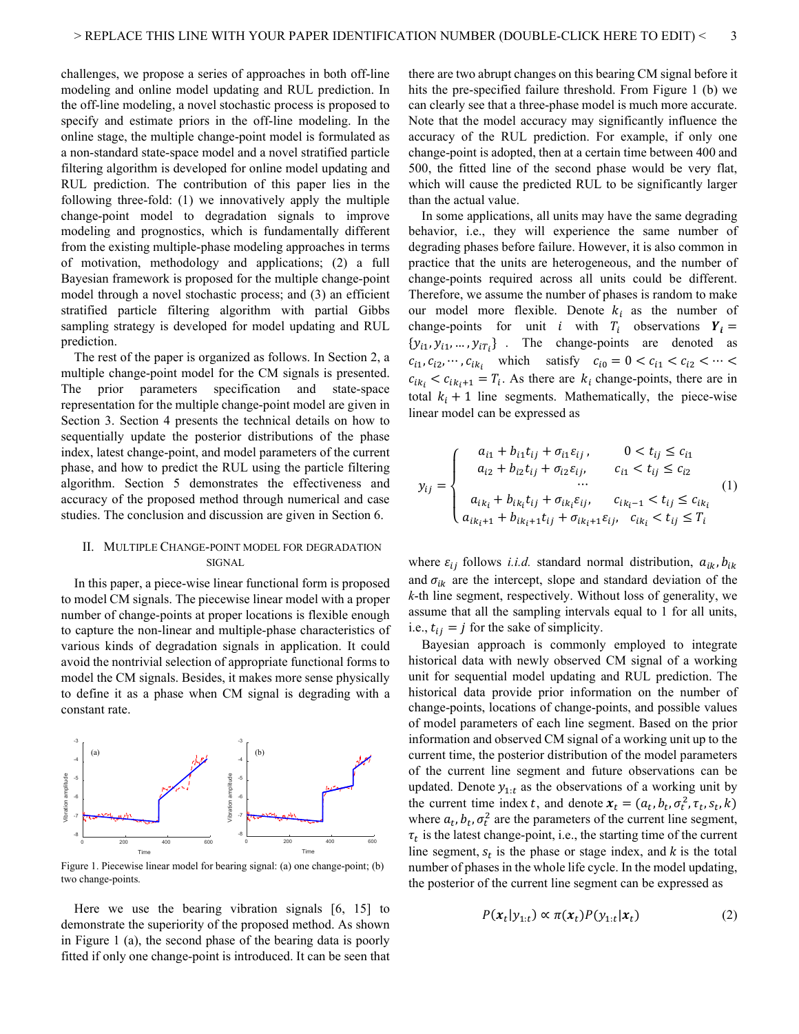challenges, we propose a series of approaches in both off-line modeling and online model updating and RUL prediction. In the off-line modeling, a novel stochastic process is proposed to specify and estimate priors in the off-line modeling. In the online stage, the multiple change-point model is formulated as a non-standard state-space model and a novel stratified particle filtering algorithm is developed for online model updating and RUL prediction. The contribution of this paper lies in the following three-fold: (1) we innovatively apply the multiple change-point model to degradation signals to improve modeling and prognostics, which is fundamentally different from the existing multiple-phase modeling approaches in terms of motivation, methodology and applications; (2) a full Bayesian framework is proposed for the multiple change-point model through a novel stochastic process; and (3) an efficient stratified particle filtering algorithm with partial Gibbs sampling strategy is developed for model updating and RUL prediction.

The rest of the paper is organized as follows. In Section 2, a multiple change-point model for the CM signals is presented. The prior parameters specification and state-space representation for the multiple change-point model are given in Section 3. Section 4 presents the technical details on how to sequentially update the posterior distributions of the phase index, latest change-point, and model parameters of the current phase, and how to predict the RUL using the particle filtering algorithm. Section 5 demonstrates the effectiveness and accuracy of the proposed method through numerical and case studies. The conclusion and discussion are given in Section 6.

## II. Multiple Change-point Model for Degradation Signal

In this paper, a piece-wise linear functional form is proposed to model CM signals. The piecewise linear model with a proper number of change-points at proper locations is flexible enough to capture the non-linear and multiple-phase characteristics of various kinds of degradation signals in application. It could avoid the nontrivial selection of appropriate functional forms to model the CM signals. Besides, it makes more sense physically to define it as a phase when CM signal is degrading with a constant rate.

Figure 1. Piecewise linear model for bearing signal: (a) one change-point; (b) two change-points.

Here we use the bearing vibration signals [6, 15] to demonstrate the superiority of the proposed method. As shown in Figure 1 (a), the second phase of the bearing data is poorly fitted if only one change-point is introduced. It can be seen that there are two abrupt changes on this bearing CM signal before it hits the pre-specified failure threshold. From Figure 1 (b) we can clearly see that a three-phase model is much more accurate. Note that the model accuracy may significantly influence the accuracy of the RUL prediction. For example, if only one change-point is adopted, then at a certain time between 400 and 500, the fitted line of the second phase would be very flat, which will cause the predicted RUL to be significantly larger than the actual value.

In some applications, all units may have the same degrading behavior, i.e., they will experience the same number of degrading phases before failure. However, it is also common in practice that the units are heterogeneous, and the number of change-points required across all units could be different. Therefore, we assume the number of phases is random to make our model more flexible. Denote $k_i$ as the number of change-points for unit $i$ with $T_i$ observations $\boldsymbol{Y_i} = \{y_{i1}, y_{i1}, \dots, y_{iT_i}\}$. The change-points are denoted as $c_{i1}, c_{i2}, \cdots, c_{ik_i}$ which satisfy $c_{i0} = 0 < c_{i1} < c_{i2} < \cdots < c_{ik_i} < c_{ik_i+1} = T_i$. As there are $k_i$ change-points, there are in total $k_i + 1$ line segments. Mathematically, the piece-wise linear model can be expressed as

$$
y_{ij} = \begin{cases} a_{i1} + b_{i1}t_{ij} + \sigma_{i1}\varepsilon_{ij}, & 0 < t_{ij} \le c_{i1} \\ a_{i2} + b_{i2}t_{ij} + \sigma_{i2}\varepsilon_{ij}, & c_{i1} < t_{ij} \le c_{i2} \\ \cdots & \\ a_{ik_i} + b_{ik_i}t_{ij} + \sigma_{ik_i}\varepsilon_{ij}, & c_{ik_i-1} < t_{ij} \le c_{ik_i} \\ a_{ik_i+1} + b_{ik_i+1}t_{ij} + \sigma_{ik_i+1}\varepsilon_{ij}, & c_{ik_i} < t_{ij} \le T_i \end{cases} \quad (1)
$$

where $\varepsilon_{ij}$ follows *i.i.d.* standard normal distribution, $a_{ik}, b_{ik}$ and $\sigma_{ik}$ are the intercept, slope and standard deviation of the *k*-th line segment, respectively. Without loss of generality, we assume that all the sampling intervals equal to 1 for all units, i.e., $t_{ij} = j$ for the sake of simplicity.

Bayesian approach is commonly employed to integrate historical data with newly observed CM signal of a working unit for sequential model updating and RUL prediction. The historical data provide prior information on the number of change-points, locations of change-points, and possible values of model parameters of each line segment. Based on the prior information and observed CM signal of a working unit up to the current time, the posterior distribution of the model parameters of the current line segment and future observations can be updated. Denote $y_{1:t}$ as the observations of a working unit by the current time index $t$, and denote $\boldsymbol{x}_t = (a_t, b_t, \sigma_t^2, \tau_t, s_t, k)$ where $a_t, b_t, \sigma_t^2$ are the parameters of the current line segment, $\tau_t$ is the latest change-point, i.e., the starting time of the current line segment, $s_t$ is the phase or stage index, and $k$ is the total number of phases in the whole life cycle. In the model updating, the posterior of the current line segment can be expressed as

$$
P(\boldsymbol{x}_t | y_{1:t}) \propto \pi(\boldsymbol{x}_t) P(y_{1:t} | \boldsymbol{x}_t) \quad (2)
$$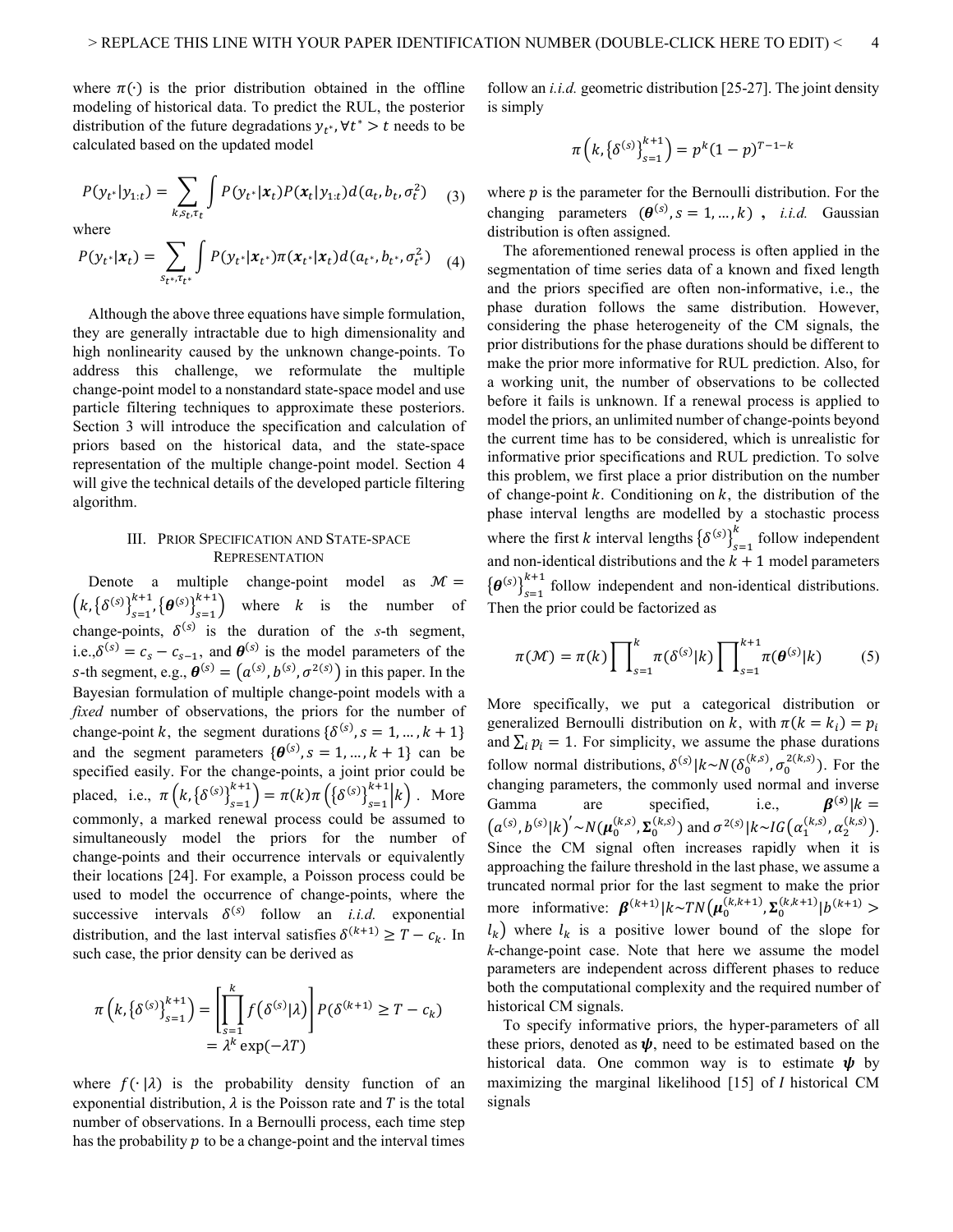where $\pi(\cdot)$ is the prior distribution obtained in the offline modeling of historical data. To predict the RUL, the posterior distribution of the future degradations $y_{t^*}, \forall t^* > t$ needs to be calculated based on the updated model

$$P(y_{t^*}|y_{1:t}) = \sum_{k,s_t,\tau_t} \int P(y_{t^*}|\mathbf{x}_t) P(\mathbf{x}_t|y_{1:t}) d(a_t, b_t, \sigma_t^2) \quad (3)$$

where

$$P(y_{t^*}|\mathbf{x}_t) = \sum_{s_{t^*},\tau_{t^*}} \int P(y_{t^*}|\mathbf{x}_{t^*}) \pi(\mathbf{x}_{t^*}|\mathbf{x}_t) d(a_{t^*}, b_{t^*}, \sigma_{t^*}^2) \quad (4)$$

Although the above three equations have simple formulation, they are generally intractable due to high dimensionality and high nonlinearity caused by the unknown change-points. To address this challenge, we reformulate the multiple change-point model to a nonstandard state-space model and use particle filtering techniques to approximate these posteriors. Section 3 will introduce the specification and calculation of priors based on the historical data, and the state-space representation of the multiple change-point model. Section 4 will give the technical details of the developed particle filtering algorithm.

## III. Prior Specification and State-space Representation

Denote a multiple change-point model as $\mathcal{M} = \left(k, \{\delta^{(s)}\}_{s=1}^{k+1}, \{\boldsymbol{\theta}^{(s)}\}_{s=1}^{k+1}\right)$ where $k$ is the number of change-points, $\delta^{(s)}$ is the duration of the $s$-th segment, i.e.,$\delta^{(s)} = c_s - c_{s-1}$, and $\boldsymbol{\theta}^{(s)}$ is the model parameters of the $s$-th segment, e.g., $\boldsymbol{\theta}^{(s)} = (a^{(s)}, b^{(s)}, \sigma^{2(s)})$ in this paper. In the Bayesian formulation of multiple change-point models with a *fixed* number of observations, the priors for the number of change-point $k$, the segment durations $\{\delta^{(s)}, s = 1, \dots, k+1\}$ and the segment parameters $\{\boldsymbol{\theta}^{(s)}, s = 1, \dots, k+1\}$ can be specified easily. For the change-points, a joint prior could be placed, i.e., $\pi\left(k, \{\delta^{(s)}\}_{s=1}^{k+1}\right) = \pi(k)\pi\left(\{\delta^{(s)}\}_{s=1}^{k+1}\middle|k\right)$. More commonly, a marked renewal process could be assumed to simultaneously model the priors for the number of change-points and their occurrence intervals or equivalently their locations [24]. For example, a Poisson process could be used to model the occurrence of change-points, where the successive intervals $\delta^{(s)}$ follow an *i.i.d.* exponential distribution, and the last interval satisfies $\delta^{(k+1)} \geq T - c_k$. In such case, the prior density can be derived as

$$\pi\left(k, \{\delta^{(s)}\}_{s=1}^{k+1}\right) = \left[\prod_{s=1}^{k} f\left(\delta^{(s)}|\lambda\right)\right] P(\delta^{(k+1)} \geq T - c_k) = \lambda^k \exp(-\lambda T)$$

where $f(\cdot|\lambda)$ is the probability density function of an exponential distribution, $\lambda$ is the Poisson rate and $T$ is the total number of observations. In a Bernoulli process, each time step has the probability $p$ to be a change-point and the interval times follow an *i.i.d.* geometric distribution [25-27]. The joint density is simply

$$\pi\left(k, \{\delta^{(s)}\}_{s=1}^{k+1}\right) = p^k(1-p)^{T-1-k}$$

where $p$ is the parameter for the Bernoulli distribution. For the changing parameters $(\boldsymbol{\theta}^{(s)}, s = 1, \dots, k)$, *i.i.d.* Gaussian distribution is often assigned.

The aforementioned renewal process is often applied in the segmentation of time series data of a known and fixed length and the priors specified are often non-informative, i.e., the phase duration follows the same distribution. However, considering the phase heterogeneity of the CM signals, the prior distributions for the phase durations should be different to make the prior more informative for RUL prediction. Also, for a working unit, the number of observations to be collected before it fails is unknown. If a renewal process is applied to model the priors, an unlimited number of change-points beyond the current time has to be considered, which is unrealistic for informative prior specifications and RUL prediction. To solve this problem, we first place a prior distribution on the number of change-point $k$. Conditioning on $k$, the distribution of the phase interval lengths are modelled by a stochastic process where the first $k$ interval lengths $\{\delta^{(s)}\}_{s=1}^{k}$ follow independent and non-identical distributions and the $k+1$ model parameters $\{\boldsymbol{\theta}^{(s)}\}_{s=1}^{k+1}$ follow independent and non-identical distributions. Then the prior could be factorized as

$$\pi(\mathcal{M}) = \pi(k) \prod_{s=1}^{k} \pi(\delta^{(s)}|k) \prod_{s=1}^{k+1} \pi(\boldsymbol{\theta}^{(s)}|k) \quad (5)$$

More specifically, we put a categorical distribution or generalized Bernoulli distribution on $k$, with $\pi(k = k_i) = p_i$ and $\sum_i p_i = 1$. For simplicity, we assume the phase durations follow normal distributions, $\delta^{(s)}|k \sim N(\delta_0^{(k,s)}, \sigma_0^{2(k,s)})$. For the changing parameters, the commonly used normal and inverse Gamma are specified, i.e., $\boldsymbol{\beta}^{(s)}|k = \left(a^{(s)}, b^{(s)}|k\right)' \sim N(\boldsymbol{\mu}_0^{(k,s)}, \boldsymbol{\Sigma}_0^{(k,s)})$ and $\sigma^{2(s)}|k \sim IG\left(\alpha_1^{(k,s)}, \alpha_2^{(k,s)}\right)$. Since the CM signal often increases rapidly when it is approaching the failure threshold in the last phase, we assume a truncated normal prior for the last segment to make the prior more informative: $\boldsymbol{\beta}^{(k+1)}|k \sim TN\left(\boldsymbol{\mu}_0^{(k,k+1)}, \boldsymbol{\Sigma}_0^{(k,k+1)}|b^{(k+1)} > l_k\right)$ where $l_k$ is a positive lower bound of the slope for $k$-change-point case. Note that here we assume the model parameters are independent across different phases to reduce both the computational complexity and the required number of historical CM signals.

To specify informative priors, the hyper-parameters of all these priors, denoted as $\boldsymbol{\psi}$, need to be estimated based on the historical data. One common way is to estimate $\boldsymbol{\psi}$ by maximizing the marginal likelihood [15] of $I$ historical CM signals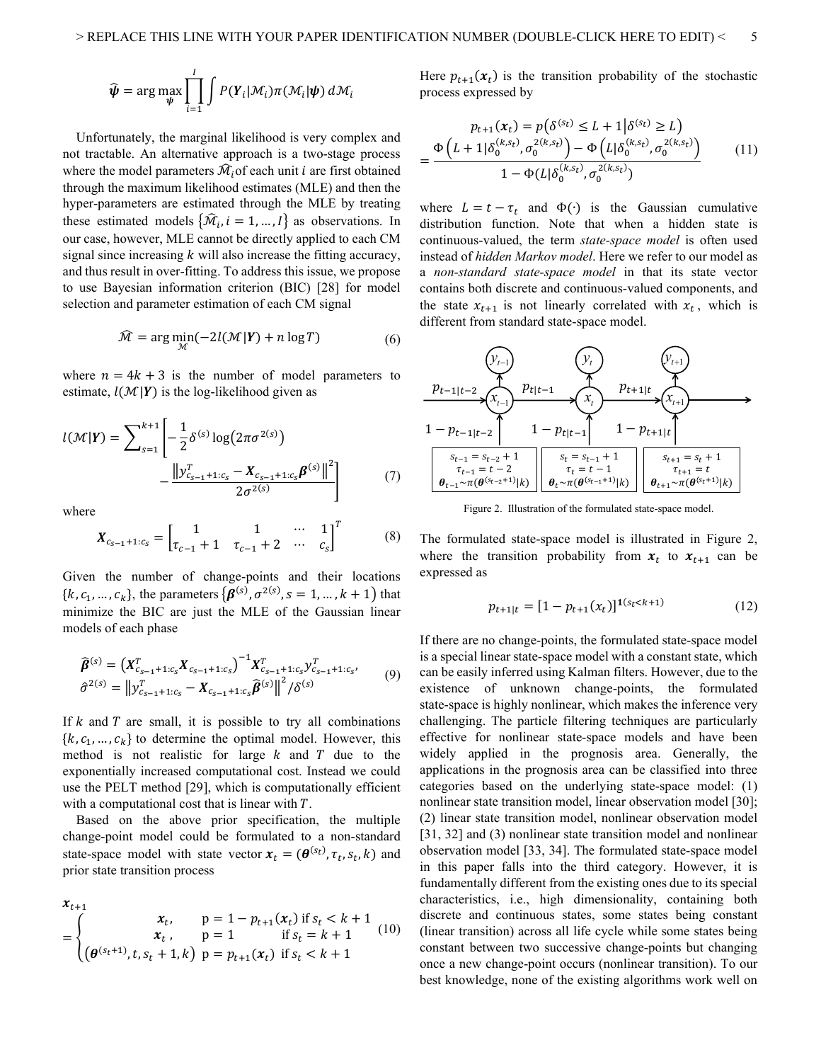$$\widehat{\boldsymbol{\psi}} = \arg\max_{\boldsymbol{\psi}} \prod_{i=1}^{I} \int P(\boldsymbol{Y}_i|\mathcal{M}_i)\pi(\mathcal{M}_i|\boldsymbol{\psi})\, d\mathcal{M}_i$$

Unfortunately, the marginal likelihood is very complex and not tractable. An alternative approach is a two-stage process where the model parameters $\widehat{\mathcal{M}}_i$ of each unit $i$ are first obtained through the maximum likelihood estimates (MLE) and then the hyper-parameters are estimated through the MLE by treating these estimated models $\{\widehat{\mathcal{M}}_i, i = 1, \ldots, I\}$ as observations. In our case, however, MLE cannot be directly applied to each CM signal since increasing $k$ will also increase the fitting accuracy, and thus result in over-fitting. To address this issue, we propose to use Bayesian information criterion (BIC) [28] for model selection and parameter estimation of each CM signal

$$\widehat{\mathcal{M}} = \arg\min_{\mathcal{M}}(-2l(\mathcal{M}|\boldsymbol{Y}) + n\log T) \tag{6}$$

where $n = 4k + 3$ is the number of model parameters to estimate, $l(\mathcal{M}|\boldsymbol{Y})$ is the log-likelihood given as

$$l(\mathcal{M}|\boldsymbol{Y}) = \sum_{s=1}^{k+1}\left[-\frac{1}{2}\delta^{(s)}\log\left(2\pi\sigma^{2(s)}\right) - \frac{\left\|y_{c_{s-1}+1:c_s}^T - \boldsymbol{X}_{c_{s-1}+1:c_s}\boldsymbol{\beta}^{(s)}\right\|^2}{2\sigma^{2(s)}}\right] \tag{7}$$

where

$$\boldsymbol{X}_{c_{s-1}+1:c_s} = \begin{bmatrix} 1 & 1 & \cdots & 1 \\ \tau_{c-1}+1 & \tau_{c-1}+2 & \cdots & c_s \end{bmatrix}^T \tag{8}$$

Given the number of change-points and their locations $\{k, c_1, \ldots, c_k\}$, the parameters $\{\boldsymbol{\beta}^{(s)}, \sigma^{2(s)}, s = 1, \ldots, k+1\}$ that minimize the BIC are just the MLE of the Gaussian linear models of each phase

$$\begin{aligned} \widehat{\boldsymbol{\beta}}^{(s)} &= \left(\boldsymbol{X}_{c_{s-1}+1:c_s}^T\boldsymbol{X}_{c_{s-1}+1:c_s}\right)^{-1}\boldsymbol{X}_{c_{s-1}+1:c_s}^T y_{c_{s-1}+1:c_s}^T, \\ \hat{\sigma}^{2(s)} &= \left\|y_{c_{s-1}+1:c_s}^T - \boldsymbol{X}_{c_{s-1}+1:c_s}\widehat{\boldsymbol{\beta}}^{(s)}\right\|^2/\delta^{(s)} \end{aligned} \tag{9}$$

If $k$ and $T$ are small, it is possible to try all combinations $\{k, c_1, \ldots, c_k\}$ to determine the optimal model. However, this method is not realistic for large $k$ and $T$ due to the exponentially increased computational cost. Instead we could use the PELT method [29], which is computationally efficient with a computational cost that is linear with $T$.

Based on the above prior specification, the multiple change-point model could be formulated to a non-standard state-space model with state vector $\boldsymbol{x}_t = (\boldsymbol{\theta}^{(s_t)}, \tau_t, s_t, k)$ and prior state transition process

$$\boldsymbol{x}_{t+1} = \begin{cases} \boldsymbol{x}_t, & \text{p} = 1 - p_{t+1}(\boldsymbol{x}_t) \text{ if } s_t < k+1 \\ \boldsymbol{x}_t, & \text{p} = 1 \quad \text{if } s_t = k+1 \\ \left(\boldsymbol{\theta}^{(s_t+1)}, t, s_t+1, k\right) & \text{p} = p_{t+1}(\boldsymbol{x}_t) \text{ if } s_t < k+1 \end{cases} \tag{10}$$

Here $p_{t+1}(\boldsymbol{x}_t)$ is the transition probability of the stochastic process expressed by

$$p_{t+1}(\boldsymbol{x}_t) = p\left(\delta^{(s_t)} \le L+1 \middle| \delta^{(s_t)} \ge L\right) = \frac{\Phi\left(L+1|\delta_0^{(k,s_t)}, \sigma_0^{2(k,s_t)}\right) - \Phi\left(L|\delta_0^{(k,s_t)}, \sigma_0^{2(k,s_t)}\right)}{1 - \Phi(L|\delta_0^{(k,s_t)}, \sigma_0^{2(k,s_t)})} \tag{11}$$

where $L = t - \tau_t$ and $\Phi(\cdot)$ is the Gaussian cumulative distribution function. Note that when a hidden state is continuous-valued, the term *state-space model* is often used instead of *hidden Markov model*. Here we refer to our model as a *non-standard state-space model* in that its state vector contains both discrete and continuous-valued components, and the state $x_{t+1}$ is not linearly correlated with $x_t$, which is different from standard state-space model.

Figure 2. Illustration of the formulated state-space model.

The formulated state-space model is illustrated in Figure 2, where the transition probability from $\boldsymbol{x}_t$ to $\boldsymbol{x}_{t+1}$ can be expressed as

$$p_{t+1|t} = [1 - p_{t+1}(x_t)]^{\mathbf{1}(s_t < k+1)} \tag{12}$$

If there are no change-points, the formulated state-space model is a special linear state-space model with a constant state, which can be easily inferred using Kalman filters. However, due to the existence of unknown change-points, the formulated state-space is highly nonlinear, which makes the inference very challenging. The particle filtering techniques are particularly effective for nonlinear state-space models and have been widely applied in the prognosis area. Generally, the applications in the prognosis area can be classified into three categories based on the underlying state-space model: (1) nonlinear state transition model, linear observation model [30]; (2) linear state transition model, nonlinear observation model [31, 32] and (3) nonlinear state transition model and nonlinear observation model [33, 34]. The formulated state-space model in this paper falls into the third category. However, it is fundamentally different from the existing ones due to its special characteristics, i.e., high dimensionality, containing both discrete and continuous states, some states being constant (linear transition) across all life cycle while some states being constant between two successive change-points but changing once a new change-point occurs (nonlinear transition). To our best knowledge, none of the existing algorithms work well on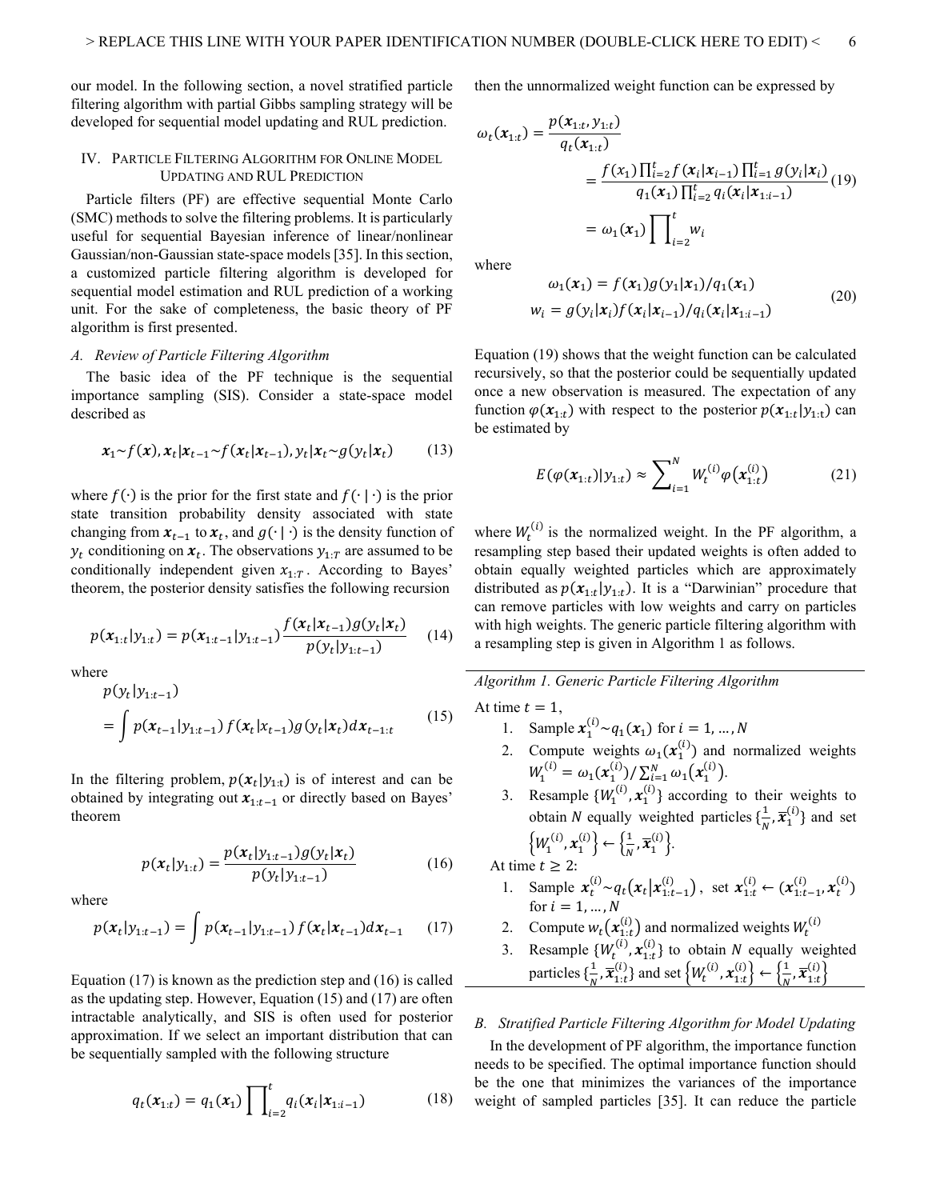our model. In the following section, a novel stratified particle filtering algorithm with partial Gibbs sampling strategy will be developed for sequential model updating and RUL prediction.

## IV. Particle Filtering Algorithm for Online Model Updating and RUL Prediction

Particle filters (PF) are effective sequential Monte Carlo (SMC) methods to solve the filtering problems. It is particularly useful for sequential Bayesian inference of linear/nonlinear Gaussian/non-Gaussian state-space models [35]. In this section, a customized particle filtering algorithm is developed for sequential model estimation and RUL prediction of a working unit. For the sake of completeness, the basic theory of PF algorithm is first presented.

### A. Review of Particle Filtering Algorithm

The basic idea of the PF technique is the sequential importance sampling (SIS). Consider a state-space model described as

$$\boldsymbol{x}_1 \sim f(\boldsymbol{x}), \boldsymbol{x}_t|\boldsymbol{x}_{t-1} \sim f(\boldsymbol{x}_t|\boldsymbol{x}_{t-1}), y_t|\boldsymbol{x}_t \sim g(y_t|\boldsymbol{x}_t) \tag{13}$$

where $f(\cdot)$ is the prior for the first state and $f(\cdot|\cdot)$ is the prior state transition probability density associated with state changing from $\boldsymbol{x}_{t-1}$ to $\boldsymbol{x}_t$, and $g(\cdot|\cdot)$ is the density function of $y_t$ conditioning on $\boldsymbol{x}_t$. The observations $y_{1:T}$ are assumed to be conditionally independent given $x_{1:T}$. According to Bayes' theorem, the posterior density satisfies the following recursion

$$p(\boldsymbol{x}_{1:t}|y_{1:t}) = p(\boldsymbol{x}_{1:t-1}|y_{1:t-1}) \frac{f(\boldsymbol{x}_t|\boldsymbol{x}_{t-1})g(y_t|\boldsymbol{x}_t)}{p(y_t|y_{1:t-1})} \tag{14}$$

where

$$p(y_t|y_{1:t-1}) = \int p(\boldsymbol{x}_{t-1}|y_{1:t-1}) f(\boldsymbol{x}_t|x_{t-1}) g(y_t|\boldsymbol{x}_t) d\boldsymbol{x}_{t-1:t} \tag{15}$$

In the filtering problem, $p(\boldsymbol{x}_t|y_{1:t})$ is of interest and can be obtained by integrating out $\boldsymbol{x}_{1:t-1}$ or directly based on Bayes' theorem

$$p(\boldsymbol{x}_t|y_{1:t}) = \frac{p(\boldsymbol{x}_t|y_{1:t-1})g(y_t|\boldsymbol{x}_t)}{p(y_t|y_{1:t-1})} \tag{16}$$

where

$$p(\boldsymbol{x}_t|y_{1:t-1}) = \int p(\boldsymbol{x}_{t-1}|y_{1:t-1}) f(\boldsymbol{x}_t|\boldsymbol{x}_{t-1}) d\boldsymbol{x}_{t-1} \tag{17}$$

Equation (17) is known as the prediction step and (16) is called as the updating step. However, Equation (15) and (17) are often intractable analytically, and SIS is often used for posterior approximation. If we select an important distribution that can be sequentially sampled with the following structure

$$q_t(\boldsymbol{x}_{1:t}) = q_1(\boldsymbol{x}_1) \prod_{i=2}^{t} q_i(\boldsymbol{x}_i|\boldsymbol{x}_{1:i-1}) \tag{18}$$

then the unnormalized weight function can be expressed by

$$\begin{aligned}\omega_t(\boldsymbol{x}_{1:t}) &= \frac{p(\boldsymbol{x}_{1:t}, y_{1:t})}{q_t(\boldsymbol{x}_{1:t})} \\ &= \frac{f(x_1)\prod_{i=2}^{t} f(\boldsymbol{x}_i|\boldsymbol{x}_{i-1})\prod_{i=1}^{t} g(y_i|\boldsymbol{x}_i)}{q_1(\boldsymbol{x}_1)\prod_{i=2}^{t} q_i(\boldsymbol{x}_i|\boldsymbol{x}_{1:i-1})} \\ &= \omega_1(\boldsymbol{x}_1)\prod_{i=2}^{t} w_i\end{aligned} \tag{19}$$

where

$$\begin{aligned}\omega_1(\boldsymbol{x}_1) &= f(\boldsymbol{x}_1)g(y_1|\boldsymbol{x}_1)/q_1(\boldsymbol{x}_1) \\ w_i &= g(y_i|\boldsymbol{x}_i)f(\boldsymbol{x}_i|\boldsymbol{x}_{i-1})/q_i(\boldsymbol{x}_i|\boldsymbol{x}_{1:i-1})\end{aligned} \tag{20}$$

Equation (19) shows that the weight function can be calculated recursively, so that the posterior could be sequentially updated once a new observation is measured. The expectation of any function $\varphi(\boldsymbol{x}_{1:t})$ with respect to the posterior $p(\boldsymbol{x}_{1:t}|y_{1:t})$ can be estimated by

$$E(\varphi(\boldsymbol{x}_{1:t})|y_{1:t}) \approx \sum_{i=1}^{N} W_t^{(i)} \varphi(\boldsymbol{x}_{1:t}^{(i)}) \tag{21}$$

where $W_t^{(i)}$ is the normalized weight. In the PF algorithm, a resampling step based their updated weights is often added to obtain equally weighted particles which are approximately distributed as $p(\boldsymbol{x}_{1:t}|y_{1:t})$. It is a "Darwinian" procedure that can remove particles with low weights and carry on particles with high weights. The generic particle filtering algorithm with a resampling step is given in Algorithm 1 as follows.

---

*Algorithm 1. Generic Particle Filtering Algorithm*

At time $t = 1$,

1. Sample $\boldsymbol{x}_1^{(i)} \sim q_1(\boldsymbol{x}_1)$ for $i = 1, \ldots, N$
2. Compute weights $\omega_1(\boldsymbol{x}_1^{(i)})$ and normalized weights $W_1^{(i)} = \omega_1(\boldsymbol{x}_1^{(i)}) / \sum_{i=1}^{N} \omega_1(\boldsymbol{x}_1^{(i)})$.
3. Resample $\{W_1^{(i)}, \boldsymbol{x}_1^{(i)}\}$ according to their weights to obtain $N$ equally weighted particles $\{\frac{1}{N}, \overline{\boldsymbol{x}}_1^{(i)}\}$ and set $\{W_1^{(i)}, \boldsymbol{x}_1^{(i)}\} \leftarrow \{\frac{1}{N}, \overline{\boldsymbol{x}}_1^{(i)}\}$.

At time $t \geq 2$:

1. Sample $\boldsymbol{x}_t^{(i)} \sim q_t(\boldsymbol{x}_t|\boldsymbol{x}_{1:t-1}^{(i)})$, set $\boldsymbol{x}_{1:t}^{(i)} \leftarrow (\boldsymbol{x}_{1:t-1}^{(i)}, \boldsymbol{x}_t^{(i)})$ for $i = 1, \ldots, N$
2. Compute $w_t(\boldsymbol{x}_{1:t}^{(i)})$ and normalized weights $W_t^{(i)}$
3. Resample $\{W_t^{(i)}, \boldsymbol{x}_{1:t}^{(i)}\}$ to obtain $N$ equally weighted particles $\{\frac{1}{N}, \overline{\boldsymbol{x}}_{1:t}^{(i)}\}$ and set $\{W_t^{(i)}, \boldsymbol{x}_{1:t}^{(i)}\} \leftarrow \{\frac{1}{N}, \overline{\boldsymbol{x}}_{1:t}^{(i)}\}$

---

### B. Stratified Particle Filtering Algorithm for Model Updating

In the development of PF algorithm, the importance function needs to be specified. The optimal importance function should be the one that minimizes the variances of the importance weight of sampled particles [35]. It can reduce the particle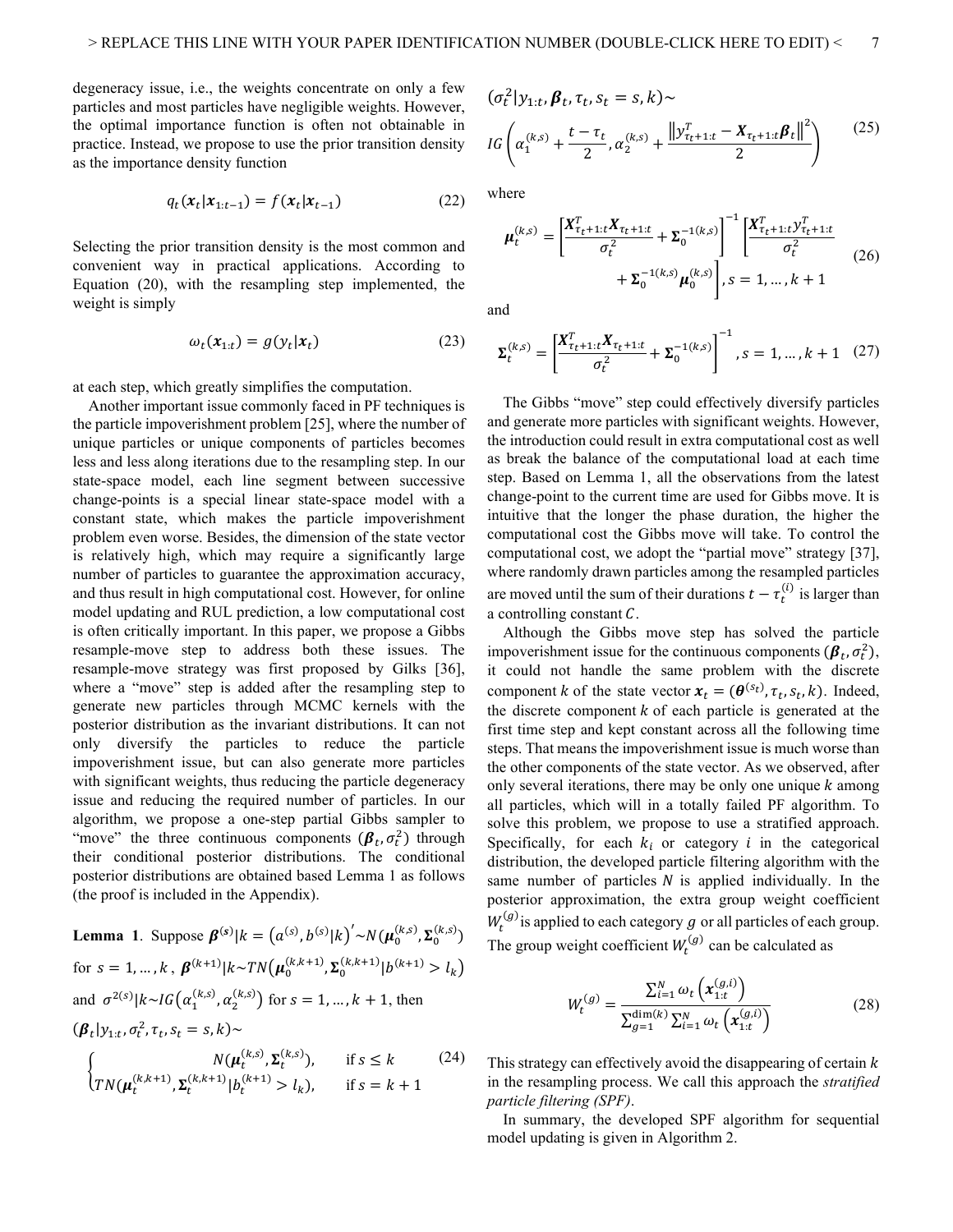degeneracy issue, i.e., the weights concentrate on only a few particles and most particles have negligible weights. However, the optimal importance function is often not obtainable in practice. Instead, we propose to use the prior transition density as the importance density function

$$q_t(\boldsymbol{x}_t|\boldsymbol{x}_{1:t-1}) = f(\boldsymbol{x}_t|\boldsymbol{x}_{t-1}) \tag{22}$$

Selecting the prior transition density is the most common and convenient way in practical applications. According to Equation (20), with the resampling step implemented, the weight is simply

$$\omega_t(\boldsymbol{x}_{1:t}) = g(y_t|\boldsymbol{x}_t) \tag{23}$$

at each step, which greatly simplifies the computation.

Another important issue commonly faced in PF techniques is the particle impoverishment problem [25], where the number of unique particles or unique components of particles becomes less and less along iterations due to the resampling step. In our state-space model, each line segment between successive change-points is a special linear state-space model with a constant state, which makes the particle impoverishment problem even worse. Besides, the dimension of the state vector is relatively high, which may require a significantly large number of particles to guarantee the approximation accuracy, and thus result in high computational cost. However, for online model updating and RUL prediction, a low computational cost is often critically important. In this paper, we propose a Gibbs resample-move step to address both these issues. The resample-move strategy was first proposed by Gilks [36], where a "move" step is added after the resampling step to generate new particles through MCMC kernels with the posterior distribution as the invariant distributions. It can not only diversify the particles to reduce the particle impoverishment issue, but can also generate more particles with significant weights, thus reducing the particle degeneracy issue and reducing the required number of particles. In our algorithm, we propose a one-step partial Gibbs sampler to "move" the three continuous components $(\boldsymbol{\beta}_t, \sigma_t^2)$ through their conditional posterior distributions. The conditional posterior distributions are obtained based Lemma 1 as follows (the proof is included in the Appendix).

**Lemma 1**. Suppose $\boldsymbol{\beta}^{(s)}|k = \left(a^{(s)}, b^{(s)}|k\right)' \sim N(\boldsymbol{\mu}_0^{(k,s)}, \boldsymbol{\Sigma}_0^{(k,s)})$ for $s = 1, \ldots, k$, $\boldsymbol{\beta}^{(k+1)}|k \sim TN(\boldsymbol{\mu}_0^{(k,k+1)}, \boldsymbol{\Sigma}_0^{(k,k+1)}|b^{(k+1)} > l_k)$ and $\sigma^{2(s)}|k \sim IG(\alpha_1^{(k,s)}, \alpha_2^{(k,s)})$ for $s = 1, \ldots, k+1$, then

$$(\boldsymbol{\beta}_t|y_{1:t}, \sigma_t^2, \tau_t, s_t = s, k) \sim \begin{cases} N(\boldsymbol{\mu}_t^{(k,s)}, \boldsymbol{\Sigma}_t^{(k,s)}), & \text{if } s \le k \\ TN(\boldsymbol{\mu}_t^{(k,k+1)}, \boldsymbol{\Sigma}_t^{(k,k+1)}|b_t^{(k+1)} > l_k), & \text{if } s = k+1 \end{cases} \tag{24}$$

$$(\sigma_t^2|y_{1:t}, \boldsymbol{\beta}_t, \tau_t, s_t = s, k) \sim IG\left(\alpha_1^{(k,s)} + \frac{t-\tau_t}{2}, \alpha_2^{(k,s)} + \frac{\left\|y_{\tau_t+1:t}^T - \boldsymbol{X}_{\tau_t+1:t}\boldsymbol{\beta}_t\right\|^2}{2}\right) \tag{25}$$

where

$$\boldsymbol{\mu}_t^{(k,s)} = \left[\frac{\boldsymbol{X}_{\tau_t+1:t}^T \boldsymbol{X}_{\tau_t+1:t}}{\sigma_t^2} + \boldsymbol{\Sigma}_0^{-1(k,s)}\right]^{-1} \left[\frac{\boldsymbol{X}_{\tau_t+1:t}^T y_{\tau_t+1:t}^T}{\sigma_t^2} + \boldsymbol{\Sigma}_0^{-1(k,s)} \boldsymbol{\mu}_0^{(k,s)}\right], s = 1, \ldots, k+1 \tag{26}$$

and

$$\boldsymbol{\Sigma}_t^{(k,s)} = \left[\frac{\boldsymbol{X}_{\tau_t+1:t}^T \boldsymbol{X}_{\tau_t+1:t}}{\sigma_t^2} + \boldsymbol{\Sigma}_0^{-1(k,s)}\right]^{-1}, s = 1, \ldots, k+1 \tag{27}$$

The Gibbs "move" step could effectively diversify particles and generate more particles with significant weights. However, the introduction could result in extra computational cost as well as break the balance of the computational load at each time step. Based on Lemma 1, all the observations from the latest change-point to the current time are used for Gibbs move. It is intuitive that the longer the phase duration, the higher the computational cost the Gibbs move will take. To control the computational cost, we adopt the "partial move" strategy [37], where randomly drawn particles among the resampled particles are moved until the sum of their durations $t - \tau_t^{(i)}$ is larger than a controlling constant $C$.

Although the Gibbs move step has solved the particle impoverishment issue for the continuous components $(\boldsymbol{\beta}_t, \sigma_t^2)$, it could not handle the same problem with the discrete component $k$ of the state vector $\boldsymbol{x}_t = (\boldsymbol{\theta}^{(s_t)}, \tau_t, s_t, k)$. Indeed, the discrete component $k$ of each particle is generated at the first time step and kept constant across all the following time steps. That means the impoverishment issue is much worse than the other components of the state vector. As we observed, after only several iterations, there may be only one unique $k$ among all particles, which will in a totally failed PF algorithm. To solve this problem, we propose to use a stratified approach. Specifically, for each $k_i$ or category $i$ in the categorical distribution, the developed particle filtering algorithm with the same number of particles $N$ is applied individually. In the posterior approximation, the extra group weight coefficient $W_t^{(g)}$ is applied to each category $g$ or all particles of each group. The group weight coefficient $W_t^{(g)}$ can be calculated as

$$W_t^{(g)} = \frac{\sum_{i=1}^{N} \omega_t\left(\boldsymbol{x}_{1:t}^{(g,i)}\right)}{\sum_{g=1}^{\dim(k)} \sum_{i=1}^{N} \omega_t\left(\boldsymbol{x}_{1:t}^{(g,i)}\right)} \tag{28}$$

This strategy can effectively avoid the disappearing of certain $k$ in the resampling process. We call this approach the *stratified particle filtering (SPF)*.

In summary, the developed SPF algorithm for sequential model updating is given in Algorithm 2.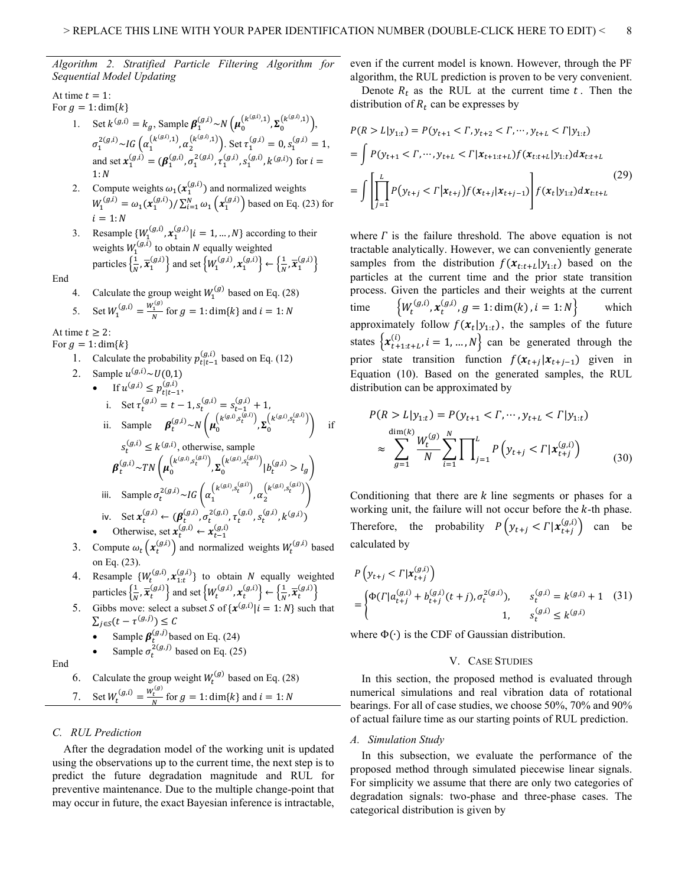*Algorithm 2. Stratified Particle Filtering Algorithm for Sequential Model Updating*

At time $t = 1$:

For $g = 1{:}\dim\{k\}$

1. Set $k^{(g,i)} = k_g$, Sample $\boldsymbol{\beta}_1^{(g,i)} \sim N\left(\boldsymbol{\mu}_0^{\left(k^{(g,i)},1\right)}, \boldsymbol{\Sigma}_0^{\left(k^{(g,i)},1\right)}\right)$, $\sigma_1^{2(g,i)} \sim IG\left(\alpha_1^{\left(k^{(g,i)},1\right)}, \alpha_2^{\left(k^{(g,i)},1\right)}\right)$. Set $\tau_1^{(g,i)} = 0, s_1^{(g,i)} = 1$, and set $\boldsymbol{x}_1^{(g,i)} = (\boldsymbol{\beta}_1^{(g,i)}, \sigma_1^{2(g,i)}, \tau_1^{(g,i)}, s_1^{(g,i)}, k^{(g,i)})$ for $i = 1{:}N$
2. Compute weights $\omega_1(\boldsymbol{x}_1^{(g,i)})$ and normalized weights $W_1^{(g,i)} = \omega_1(\boldsymbol{x}_1^{(g,i)}) / \sum_{i=1}^{N} \omega_1\left(\boldsymbol{x}_1^{(g,i)}\right)$ based on Eq. (23) for $i = 1{:}N$
3. Resample $\{W_1^{(g,i)}, \boldsymbol{x}_1^{(g,i)} | i = 1, \ldots, N\}$ according to their weights $W_1^{(g,i)}$ to obtain $N$ equally weighted particles $\left\{\frac{1}{N}, \overline{\boldsymbol{x}}_1^{(g,i)}\right\}$ and set $\left\{W_1^{(g,i)}, \boldsymbol{x}_1^{(g,i)}\right\} \leftarrow \left\{\frac{1}{N}, \overline{\boldsymbol{x}}_1^{(g,i)}\right\}$

End

4. Calculate the group weight $W_1^{(g)}$ based on Eq. (28)
5. Set $W_1^{(g,i)} = \frac{W_1^{(g)}}{N}$ for $g = 1{:}\dim\{k\}$ and $i = 1{:}N$

At time $t \geq 2$:

For $g = 1{:}\dim\{k\}$

1. Calculate the probability $p_{t|t-1}^{(g,i)}$ based on Eq. (12)
2. Sample $u^{(g,i)} \sim U(0,1)$
   - If $u^{(g,i)} \leq p_{t|t-1}^{(g,i)}$,
     - i. Set $\tau_t^{(g,i)} = t - 1, s_t^{(g,i)} = s_{t-1}^{(g,i)} + 1$,
     - ii. Sample $\boldsymbol{\beta}_t^{(g,i)} \sim N\left(\boldsymbol{\mu}_0^{\left(k^{(g,i)}, s_t^{(g,i)}\right)}, \boldsymbol{\Sigma}_0^{\left(k^{(g,i)}, s_t^{(g,i)}\right)}\right)$ if $s_t^{(g,i)} \leq k^{(g,i)}$, otherwise, sample $\boldsymbol{\beta}_t^{(g,i)} \sim TN\left(\boldsymbol{\mu}_0^{\left(k^{(g,i)}, s_t^{(g,i)}\right)}, \boldsymbol{\Sigma}_0^{\left(k^{(g,i)}, s_t^{(g,i)}\right)} | b_t^{(g,i)} > l_g\right)$
     - iii. Sample $\sigma_t^{2(g,i)} \sim IG\left(\alpha_1^{\left(k^{(g,i)}, s_t^{(g,i)}\right)}, \alpha_2^{\left(k^{(g,i)}, s_t^{(g,i)}\right)}\right)$
     - iv. Set $\boldsymbol{x}_t^{(g,i)} \leftarrow (\boldsymbol{\beta}_t^{(g,i)}, \sigma_t^{2(g,i)}, \tau_t^{(g,i)}, s_t^{(g,i)}, k^{(g,i)})$
   - Otherwise, set $\boldsymbol{x}_t^{(g,i)} \leftarrow \boldsymbol{x}_{t-1}^{(g,i)}$
3. Compute $\omega_t\left(\boldsymbol{x}_t^{(g,i)}\right)$ and normalized weights $W_t^{(g,i)}$ based on Eq. (23).
4. Resample $\{W_t^{(g,i)}, \boldsymbol{x}_{1:t}^{(g,i)}\}$ to obtain $N$ equally weighted particles $\left\{\frac{1}{N}, \overline{\boldsymbol{x}}_t^{(g,i)}\right\}$ and set $\left\{W_t^{(g,i)}, \boldsymbol{x}_t^{(g,i)}\right\} \leftarrow \left\{\frac{1}{N}, \overline{\boldsymbol{x}}_t^{(g,i)}\right\}$
5. Gibbs move: select a subset $S$ of $\{\boldsymbol{x}^{(g,i)} | i = 1{:}N\}$ such that $\sum_{j \in S}(t - \tau^{(g,j)}) \leq C$
   - Sample $\boldsymbol{\beta}_t^{(g,j)}$ based on Eq. (24)
   - Sample $\sigma_t^{2(g,j)}$ based on Eq. (25)

End

6. Calculate the group weight $W_t^{(g)}$ based on Eq. (28)
7. Set $W_t^{(g,i)} = \frac{W_t^{(g)}}{N}$ for $g = 1{:}\dim\{k\}$ and $i = 1{:}N$

### *C. RUL Prediction*

After the degradation model of the working unit is updated using the observations up to the current time, the next step is to predict the future degradation magnitude and RUL for preventive maintenance. Due to the multiple change-point that may occur in future, the exact Bayesian inference is intractable, even if the current model is known. However, through the PF algorithm, the RUL prediction is proven to be very convenient.

Denote $R_t$ as the RUL at the current time $t$. Then the distribution of $R_t$ can be expresses by

$$
\begin{aligned}
&P(R > L | y_{1:t}) = P(y_{t+1} < \Gamma, y_{t+2} < \Gamma, \cdots, y_{t+L} < \Gamma | y_{1:t}) \\
&= \int P(y_{t+1} < \Gamma, \cdots, y_{t+L} < \Gamma | \boldsymbol{x}_{t+1:t+L}) f(\boldsymbol{x}_{t:t+L} | y_{1:t}) d\boldsymbol{x}_{t:t+L} \\
&= \int \left[\prod_{j=1}^{L} P\left(y_{t+j} < \Gamma | \boldsymbol{x}_{t+j}\right) f(\boldsymbol{x}_{t+j} | \boldsymbol{x}_{t+j-1})\right] f(\boldsymbol{x}_t | y_{1:t}) d\boldsymbol{x}_{t:t+L}
\end{aligned} \tag{29}
$$

where $\Gamma$ is the failure threshold. The above equation is not tractable analytically. However, we can conveniently generate samples from the distribution $f(\boldsymbol{x}_{t:t+L} | y_{1:t})$ based on the particles at the current time and the prior state transition process. Given the particles and their weights at the current time $\left\{W_t^{(g,i)}, \boldsymbol{x}_t^{(g,i)}, g = 1{:}\dim(k), i = 1{:}N\right\}$ which approximately follow $f(\boldsymbol{x}_t | y_{1:t})$, the samples of the future states $\left\{\boldsymbol{x}_{t+1:t+L}^{(i)}, i = 1, \ldots, N\right\}$ can be generated through the prior state transition function $f(\boldsymbol{x}_{t+j} | \boldsymbol{x}_{t+j-1})$ given in Equation (10). Based on the generated samples, the RUL distribution can be approximated by

$$
\begin{aligned}
&P(R > L | y_{1:t}) = P(y_{t+1} < \Gamma, \cdots, y_{t+L} < \Gamma | y_{1:t}) \\
&\approx \sum_{g=1}^{\dim(k)} \frac{W_t^{(g)}}{N} \sum_{i=1}^{N} \prod_{j=1}^{L} P\left(y_{t+j} < \Gamma | \boldsymbol{x}_{t+j}^{(g,i)}\right)
\end{aligned} \tag{30}
$$

Conditioning that there are $k$ line segments or phases for a working unit, the failure will not occur before the $k$-th phase. Therefore, the probability $P\left(y_{t+j} < \Gamma | \boldsymbol{x}_{t+j}^{(g,i)}\right)$ can be calculated by

$$
P\left(y_{t+j} < \Gamma | \boldsymbol{x}_{t+j}^{(g,i)}\right) = \begin{cases} \Phi(\Gamma | a_{t+j}^{(g,i)} + b_{t+j}^{(g,i)}(t+j), \sigma_t^{2(g,i)}), & s_t^{(g,i)} = k^{(g,i)} + 1 \\ 1, & s_t^{(g,i)} \leq k^{(g,i)} \end{cases} \tag{31}
$$

where $\Phi(\cdot)$ is the CDF of Gaussian distribution.

## V. Case Studies

In this section, the proposed method is evaluated through numerical simulations and real vibration data of rotational bearings. For all of case studies, we choose 50%, 70% and 90% of actual failure time as our starting points of RUL prediction.

### *A. Simulation Study*

In this subsection, we evaluate the performance of the proposed method through simulated piecewise linear signals. For simplicity we assume that there are only two categories of degradation signals: two-phase and three-phase cases. The categorical distribution is given by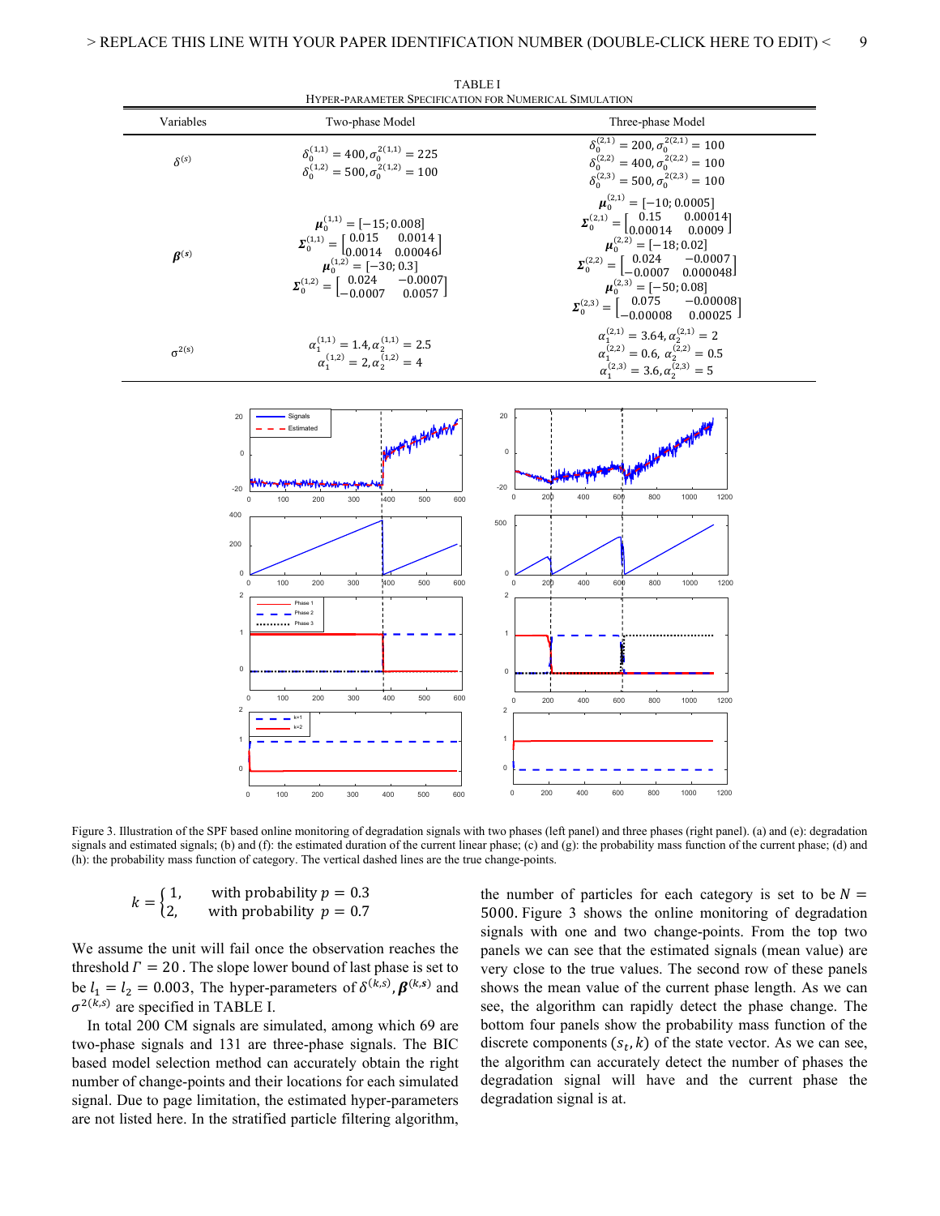TABLE I
HYPER-PARAMETER SPECIFICATION FOR NUMERICAL SIMULATION

| Variables | Two-phase Model | Three-phase Model |
|---|---|---|
| $\delta^{(s)}$ | $\delta_0^{(1,1)} = 400, \sigma_0^{2(1,1)} = 225$ <br> $\delta_0^{(1,2)} = 500, \sigma_0^{2(1,2)} = 100$ | $\delta_0^{(2,1)} = 200, \sigma_0^{2(2,1)} = 100$ <br> $\delta_0^{(2,2)} = 400, \sigma_0^{2(2,2)} = 100$ <br> $\delta_0^{(2,3)} = 500, \sigma_0^{2(2,3)} = 100$ |
| $\boldsymbol{\beta}^{(s)}$ | $\boldsymbol{\mu}_0^{(1,1)} = [-15; 0.008]$ <br> $\boldsymbol{\Sigma}_0^{(1,1)} = \begin{bmatrix} 0.015 & 0.0014 \\ 0.0014 & 0.00046 \end{bmatrix}$ <br> $\boldsymbol{\mu}_0^{(1,2)} = [-30; 0.3]$ <br> $\boldsymbol{\Sigma}_0^{(1,2)} = \begin{bmatrix} 0.024 & -0.0007 \\ -0.0007 & 0.0057 \end{bmatrix}$ | $\boldsymbol{\mu}_0^{(2,1)} = [-10; 0.0005]$ <br> $\boldsymbol{\Sigma}_0^{(2,1)} = \begin{bmatrix} 0.15 & 0.00014 \\ 0.00014 & 0.0009 \end{bmatrix}$ <br> $\boldsymbol{\mu}_0^{(2,2)} = [-18; 0.02]$ <br> $\boldsymbol{\Sigma}_0^{(2,2)} = \begin{bmatrix} 0.024 & -0.0007 \\ -0.0007 & 0.000048 \end{bmatrix}$ <br> $\boldsymbol{\mu}_0^{(2,3)} = [-50; 0.08]$ <br> $\boldsymbol{\Sigma}_0^{(2,3)} = \begin{bmatrix} 0.075 & -0.00008 \\ -0.00008 & 0.00025 \end{bmatrix}$ |
| $\sigma^{2(s)}$ | $\alpha_1^{(1,1)} = 1.4, \alpha_2^{(1,1)} = 2.5$ <br> $\alpha_1^{(1,2)} = 2, \alpha_2^{(1,2)} = 4$ | $\alpha_1^{(2,1)} = 3.64, \alpha_2^{(2,1)} = 2$ <br> $\alpha_1^{(2,2)} = 0.6, \alpha_2^{(2,2)} = 0.5$ <br> $\alpha_1^{(2,3)} = 3.6, \alpha_2^{(2,3)} = 5$ |

Figure 3. Illustration of the SPF based online monitoring of degradation signals with two phases (left panel) and three phases (right panel). (a) and (e): degradation signals and estimated signals; (b) and (f): the estimated duration of the current linear phase; (c) and (g): the probability mass function of the current phase; (d) and (h): the probability mass function of category. The vertical dashed lines are the true change-points.

$$k = \begin{cases} 1, & \text{with probability } p = 0.3 \\ 2, & \text{with probability } p = 0.7 \end{cases}$$

We assume the unit will fail once the observation reaches the threshold $\Gamma = 20$. The slope lower bound of last phase is set to be $l_1 = l_2 = 0.003$, The hyper-parameters of $\delta^{(k,s)}, \boldsymbol{\beta}^{(k,s)}$ and $\sigma^{2(k,s)}$ are specified in TABLE I.

In total 200 CM signals are simulated, among which 69 are two-phase signals and 131 are three-phase signals. The BIC based model selection method can accurately obtain the right number of change-points and their locations for each simulated signal. Due to page limitation, the estimated hyper-parameters are not listed here. In the stratified particle filtering algorithm, the number of particles for each category is set to be $N = 5000$. Figure 3 shows the online monitoring of degradation signals with one and two change-points. From the top two panels we can see that the estimated signals (mean value) are very close to the true values. The second row of these panels shows the mean value of the current phase length. As we can see, the algorithm can rapidly detect the phase change. The bottom four panels show the probability mass function of the discrete components $(s_t, k)$ of the state vector. As we can see, the algorithm can accurately detect the number of phases the degradation signal will have and the current phase the degradation signal is at.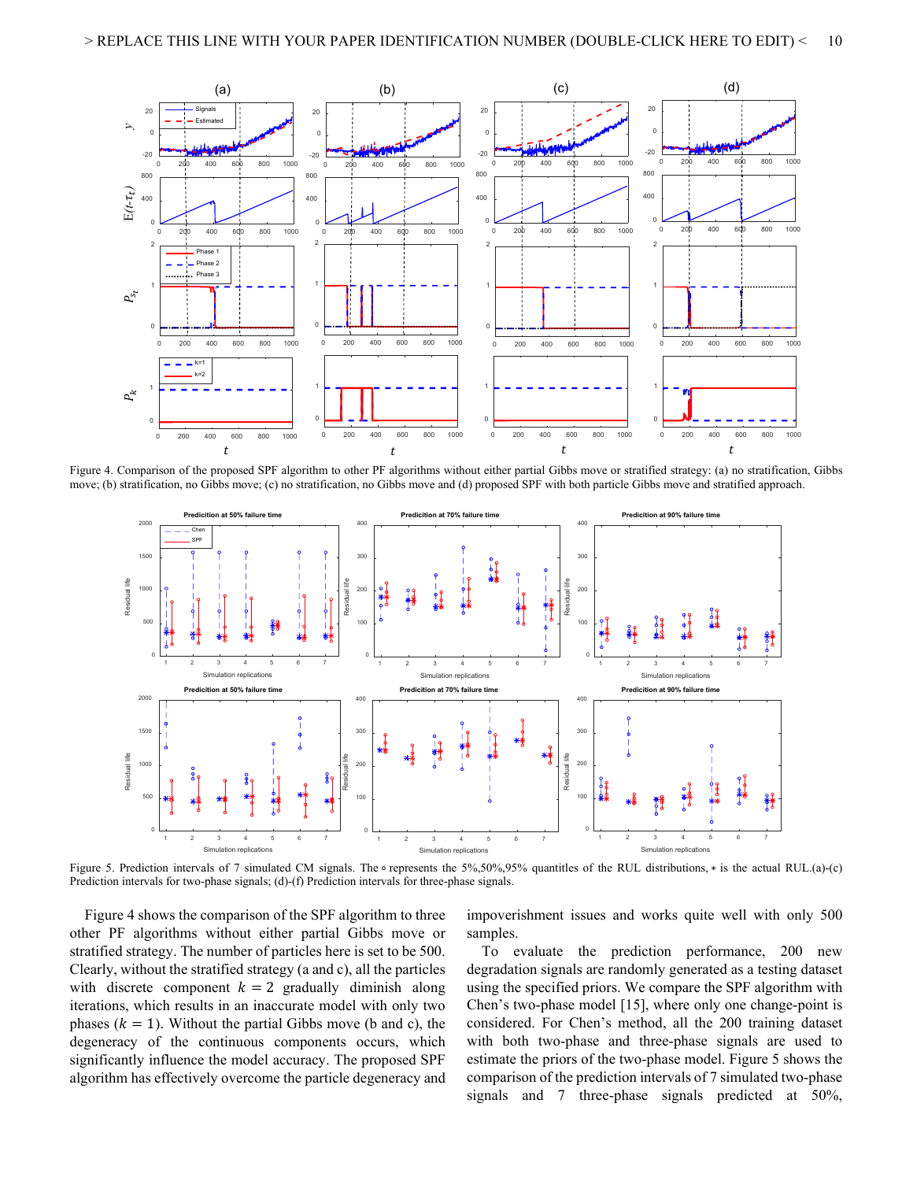Figure 4. Comparison of the proposed SPF algorithm to other PF algorithms without either partial Gibbs move or stratified strategy: (a) no stratification, Gibbs move; (b) stratification, no Gibbs move; (c) no stratification, no Gibbs move and (d) proposed SPF with both particle Gibbs move and stratified approach.

Figure 5. Prediction intervals of 7 simulated CM signals. The ∘ represents the 5%,50%,95% quantiles of the RUL distributions, ∗ is the actual RUL.(a)-(c) Prediction intervals for two-phase signals; (d)-(f) Prediction intervals for three-phase signals.

Figure 4 shows the comparison of the SPF algorithm to three other PF algorithms without either partial Gibbs move or stratified strategy. The number of particles here is set to be 500. Clearly, without the stratified strategy (a and c), all the particles with discrete component $k = 2$ gradually diminish along iterations, which results in an inaccurate model with only two phases ($k = 1$). Without the partial Gibbs move (b and c), the degeneracy of the continuous components occurs, which significantly influence the model accuracy. The proposed SPF algorithm has effectively overcome the particle degeneracy and impoverishment issues and works quite well with only 500 samples.

To evaluate the prediction performance, 200 new degradation signals are randomly generated as a testing dataset using the specified priors. We compare the SPF algorithm with Chen's two-phase model [15], where only one change-point is considered. For Chen's method, all the 200 training dataset with both two-phase and three-phase signals are used to estimate the priors of the two-phase model. Figure 5 shows the comparison of the prediction intervals of 7 simulated two-phase signals and 7 three-phase signals predicted at 50%,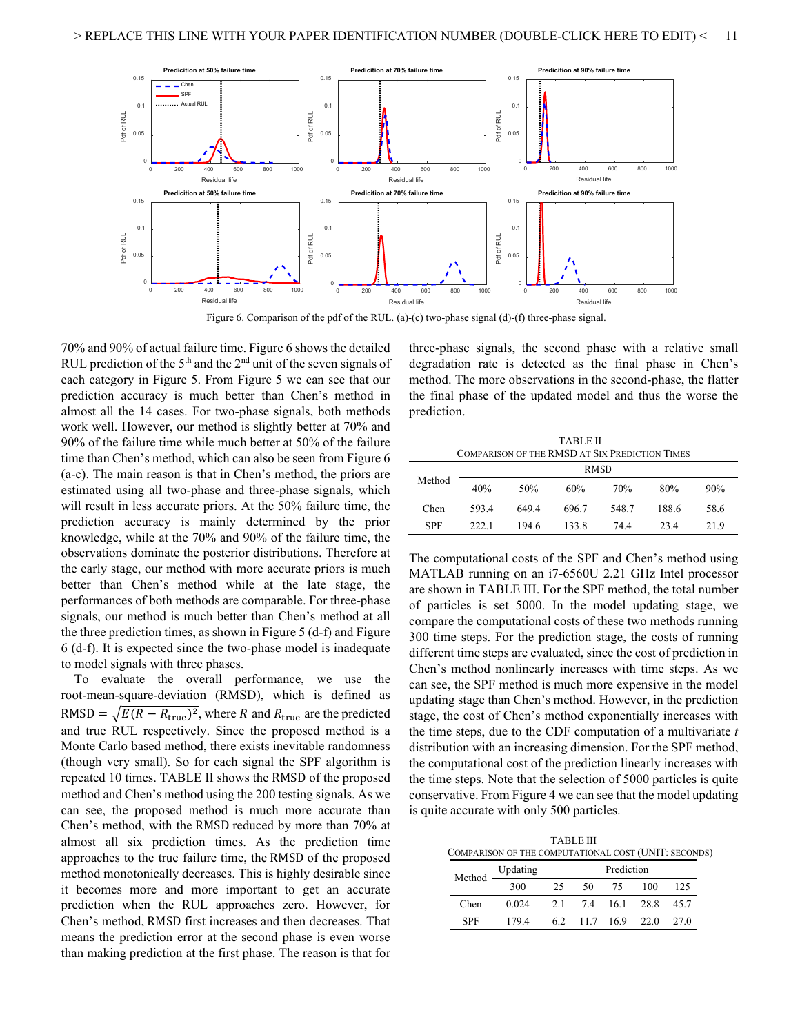Figure 6. Comparison of the pdf of the RUL. (a)-(c) two-phase signal (d)-(f) three-phase signal.

70% and 90% of actual failure time. Figure 6 shows the detailed RUL prediction of the 5th and the 2nd unit of the seven signals of each category in Figure 5. From Figure 5 we can see that our prediction accuracy is much better than Chen's method in almost all the 14 cases. For two-phase signals, both methods work well. However, our method is slightly better at 70% and 90% of the failure time while much better at 50% of the failure time than Chen's method, which can also be seen from Figure 6 (a-c). The main reason is that in Chen's method, the priors are estimated using all two-phase and three-phase signals, which will result in less accurate priors. At the 50% failure time, the prediction accuracy is mainly determined by the prior knowledge, while at the 70% and 90% of the failure time, the observations dominate the posterior distributions. Therefore at the early stage, our method with more accurate priors is much better than Chen's method while at the late stage, the performances of both methods are comparable. For three-phase signals, our method is much better than Chen's method at all the three prediction times, as shown in Figure 5 (d-f) and Figure 6 (d-f). It is expected since the two-phase model is inadequate to model signals with three phases.

To evaluate the overall performance, we use the root-mean-square-deviation (RMSD), which is defined as $\text{RMSD} = \sqrt{E(R - R_{\text{true}})^2}$, where $R$ and $R_{\text{true}}$ are the predicted and true RUL respectively. Since the proposed method is a Monte Carlo based method, there exists inevitable randomness (though very small). So for each signal the SPF algorithm is repeated 10 times. TABLE II shows the RMSD of the proposed method and Chen's method using the 200 testing signals. As we can see, the proposed method is much more accurate than Chen's method, with the RMSD reduced by more than 70% at almost all six prediction times. As the prediction time approaches to the true failure time, the RMSD of the proposed method monotonically decreases. This is highly desirable since it becomes more and more important to get an accurate prediction when the RUL approaches zero. However, for Chen's method, RMSD first increases and then decreases. That means the prediction error at the second phase is even worse than making prediction at the first phase. The reason is that for three-phase signals, the second phase with a relative small degradation rate is detected as the final phase in Chen's method. The more observations in the second-phase, the flatter the final phase of the updated model and thus the worse the prediction.

TABLE II
COMPARISON OF THE RMSD AT SIX PREDICTION TIMES

| Method | RMSD | | | | | |
|---|---|---|---|---|---|---|
| | 40% | 50% | 60% | 70% | 80% | 90% |
| Chen | 593.4 | 649.4 | 696.7 | 548.7 | 188.6 | 58.6 |
| SPF | 222.1 | 194.6 | 133.8 | 74.4 | 23.4 | 21.9 |

The computational costs of the SPF and Chen's method using MATLAB running on an i7-6560U 2.21 GHz Intel processor are shown in TABLE III. For the SPF method, the total number of particles is set 5000. In the model updating stage, we compare the computational costs of these two methods running 300 time steps. For the prediction stage, the costs of running different time steps are evaluated, since the cost of prediction in Chen's method nonlinearly increases with time steps. As we can see, the SPF method is much more expensive in the model updating stage than Chen's method. However, in the prediction stage, the cost of Chen's method exponentially increases with the time steps, due to the CDF computation of a multivariate $t$ distribution with an increasing dimension. For the SPF method, the computational cost of the prediction linearly increases with the time steps. Note that the selection of 5000 particles is quite conservative. From Figure 4 we can see that the model updating is quite accurate with only 500 particles.

TABLE III
COMPARISON OF THE COMPUTATIONAL COST (UNIT: SECONDS)

| Method | Updating | Prediction | | | | |
|---|---|---|---|---|---|---|
| | 300 | 25 | 50 | 75 | 100 | 125 |
| Chen | 0.024 | 2.1 | 7.4 | 16.1 | 28.8 | 45.7 |
| SPF | 179.4 | 6.2 | 11.7 | 16.9 | 22.0 | 27.0 |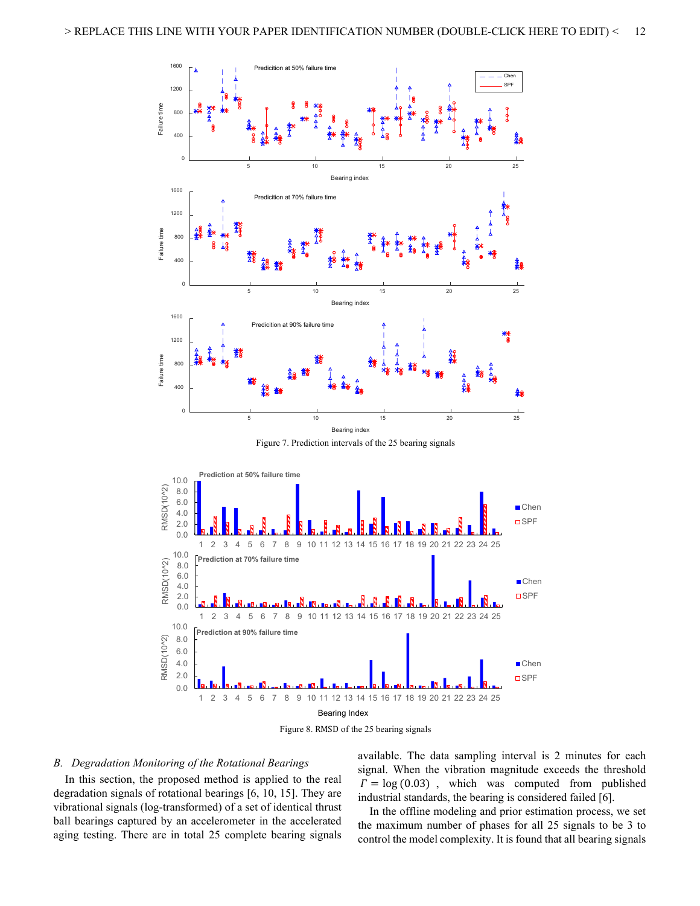Figure 7. Prediction intervals of the 25 bearing signals

Figure 8. RMSD of the 25 bearing signals

### *B. Degradation Monitoring of the Rotational Bearings*

In this section, the proposed method is applied to the real degradation signals of rotational bearings [6, 10, 15]. They are vibrational signals (log-transformed) of a set of identical thrust ball bearings captured by an accelerometer in the accelerated aging testing. There are in total 25 complete bearing signals available. The data sampling interval is 2 minutes for each signal. When the vibration magnitude exceeds the threshold $\Gamma = \log(0.03)$, which was computed from published industrial standards, the bearing is considered failed [6].

In the offline modeling and prior estimation process, we set the maximum number of phases for all 25 signals to be 3 to control the model complexity. It is found that all bearing signals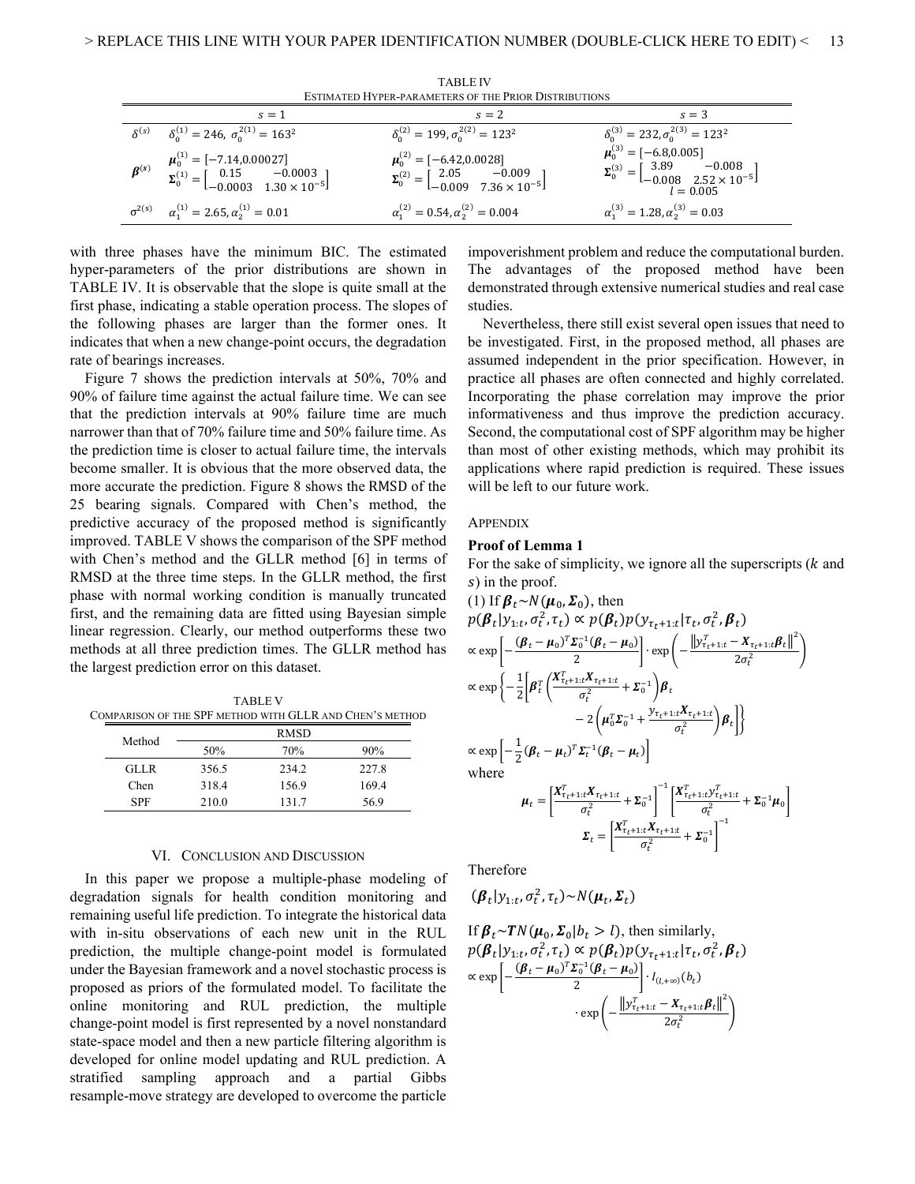TABLE IV
ESTIMATED HYPER-PARAMETERS OF THE PRIOR DISTRIBUTIONS

| | $s=1$ | $s=2$ | $s=3$ |
|---|---|---|---|
| $\delta^{(s)}$ | $\delta_0^{(1)}=246,\ \sigma_0^{2(1)}=163^2$ | $\delta_0^{(2)}=199, \sigma_0^{2(2)}=123^2$ | $\delta_0^{(3)}=232, \sigma_0^{2(3)}=123^2$ |
| $\boldsymbol{\beta}^{(s)}$ | $\boldsymbol{\mu}_0^{(1)}=[-7.14, 0.00027]$ $\boldsymbol{\Sigma}_0^{(1)}=\begin{bmatrix}0.15 & -0.0003\\ -0.0003 & 1.30\times10^{-5}\end{bmatrix}$ | $\boldsymbol{\mu}_0^{(2)}=[-6.42, 0.0028]$ $\boldsymbol{\Sigma}_0^{(2)}=\begin{bmatrix}2.05 & -0.009\\ -0.009 & 7.36\times10^{-5}\end{bmatrix}$ | $\boldsymbol{\mu}_0^{(3)}=[-6.8, 0.005]$ $\boldsymbol{\Sigma}_0^{(3)}=\begin{bmatrix}3.89 & -0.008\\ -0.008 & 2.52\times10^{-5}\end{bmatrix}$ $l=0.005$ |
| $\sigma^{2(s)}$ | $\alpha_1^{(1)}=2.65, \alpha_2^{(1)}=0.01$ | $\alpha_1^{(2)}=0.54, \alpha_2^{(2)}=0.004$ | $\alpha_1^{(3)}=1.28, \alpha_2^{(3)}=0.03$ |

with three phases have the minimum BIC. The estimated hyper-parameters of the prior distributions are shown in TABLE IV. It is observable that the slope is quite small at the first phase, indicating a stable operation process. The slopes of the following phases are larger than the former ones. It indicates that when a new change-point occurs, the degradation rate of bearings increases.

Figure 7 shows the prediction intervals at 50%, 70% and 90% of failure time against the actual failure time. We can see that the prediction intervals at 90% failure time are much narrower than that of 70% failure time and 50% failure time. As the prediction time is closer to actual failure time, the intervals become smaller. It is obvious that the more observed data, the more accurate the prediction. Figure 8 shows the RMSD of the 25 bearing signals. Compared with Chen's method, the predictive accuracy of the proposed method is significantly improved. TABLE V shows the comparison of the SPF method with Chen's method and the GLLR method [6] in terms of RMSD at the three time steps. In the GLLR method, the first phase with normal working condition is manually truncated first, and the remaining data are fitted using Bayesian simple linear regression. Clearly, our method outperforms these two methods at all three prediction times. The GLLR method has the largest prediction error on this dataset.

TABLE V
COMPARISON OF THE SPF METHOD WITH GLLR AND CHEN'S METHOD

| Method | RMSD | | |
|---|---|---|---|
| | 50% | 70% | 90% |
| GLLR | 356.5 | 234.2 | 227.8 |
| Chen | 318.4 | 156.9 | 169.4 |
| SPF | 210.0 | 131.7 | 56.9 |

## VI. CONCLUSION AND DISCUSSION

In this paper we propose a multiple-phase modeling of degradation signals for health condition monitoring and remaining useful life prediction. To integrate the historical data with in-situ observations of each new unit in the RUL prediction, the multiple change-point model is formulated under the Bayesian framework and a novel stochastic process is proposed as priors of the formulated model. To facilitate the online monitoring and RUL prediction, the multiple change-point model is first represented by a novel nonstandard state-space model and then a new particle filtering algorithm is developed for online model updating and RUL prediction. A stratified sampling approach and a partial Gibbs resample-move strategy are developed to overcome the particle impoverishment problem and reduce the computational burden. The advantages of the proposed method have been demonstrated through extensive numerical studies and real case studies.

Nevertheless, there still exist several open issues that need to be investigated. First, in the proposed method, all phases are assumed independent in the prior specification. However, in practice all phases are often connected and highly correlated. Incorporating the phase correlation may improve the prior informativeness and thus improve the prediction accuracy. Second, the computational cost of SPF algorithm may be higher than most of other existing methods, which may prohibit its applications where rapid prediction is required. These issues will be left to our future work.

## APPENDIX

### Proof of Lemma 1

For the sake of simplicity, we ignore all the superscripts ($k$ and $s$) in the proof.

(1) If $\boldsymbol{\beta}_t \sim N(\boldsymbol{\mu}_0, \boldsymbol{\Sigma}_0)$, then

$$p(\boldsymbol{\beta}_t | y_{1:t}, \sigma_t^2, \tau_t) \propto p(\boldsymbol{\beta}_t) p(y_{\tau_t+1:t} | \tau_t, \sigma_t^2, \boldsymbol{\beta}_t)$$

$$\propto \exp\left[-\frac{(\boldsymbol{\beta}_t - \boldsymbol{\mu}_0)^T \boldsymbol{\Sigma}_0^{-1} (\boldsymbol{\beta}_t - \boldsymbol{\mu}_0)}{2}\right] \cdot \exp\left(-\frac{\left\|y_{\tau_t+1:t}^T - \boldsymbol{X}_{\tau_t+1:t}\boldsymbol{\beta}_t\right\|^2}{2\sigma_t^2}\right)$$

$$\propto \exp\left\{-\frac{1}{2}\left[\boldsymbol{\beta}_t^T\left(\frac{\boldsymbol{X}_{\tau_t+1:t}^T \boldsymbol{X}_{\tau_t+1:t}}{\sigma_t^2} + \boldsymbol{\Sigma}_0^{-1}\right)\boldsymbol{\beta}_t - 2\left(\boldsymbol{\mu}_0^T \boldsymbol{\Sigma}_0^{-1} + \frac{y_{\tau_t+1:t}\boldsymbol{X}_{\tau_t+1:t}}{\sigma_t^2}\right)\boldsymbol{\beta}_t\right]\right\}$$

$$\propto \exp\left[-\frac{1}{2}(\boldsymbol{\beta}_t - \boldsymbol{\mu}_t)^T \boldsymbol{\Sigma}_t^{-1} (\boldsymbol{\beta}_t - \boldsymbol{\mu}_t)\right]$$

where

$$\boldsymbol{\mu}_t = \left[\frac{\boldsymbol{X}_{\tau_t+1:t}^T \boldsymbol{X}_{\tau_t+1:t}}{\sigma_t^2} + \boldsymbol{\Sigma}_0^{-1}\right]^{-1}\left[\frac{\boldsymbol{X}_{\tau_t+1:t}^T y_{\tau_t+1:t}^T}{\sigma_t^2} + \boldsymbol{\Sigma}_0^{-1}\boldsymbol{\mu}_0\right]$$

$$\boldsymbol{\Sigma}_t = \left[\frac{\boldsymbol{X}_{\tau_t+1:t}^T \boldsymbol{X}_{\tau_t+1:t}}{\sigma_t^2} + \boldsymbol{\Sigma}_0^{-1}\right]^{-1}$$

Therefore

$$(\boldsymbol{\beta}_t | y_{1:t}, \sigma_t^2, \tau_t) \sim N(\boldsymbol{\mu}_t, \boldsymbol{\Sigma}_t)$$

If $\boldsymbol{\beta}_t \sim \boldsymbol{TN}(\boldsymbol{\mu}_0, \boldsymbol{\Sigma}_0 | b_t > l)$, then similarly,

$$p(\boldsymbol{\beta}_t | y_{1:t}, \sigma_t^2, \tau_t) \propto p(\boldsymbol{\beta}_t) p(y_{\tau_t+1:t} | \tau_t, \sigma_t^2, \boldsymbol{\beta}_t)$$

$$\propto \exp\left[-\frac{(\boldsymbol{\beta}_t - \boldsymbol{\mu}_0)^T \boldsymbol{\Sigma}_0^{-1} (\boldsymbol{\beta}_t - \boldsymbol{\mu}_0)}{2}\right] \cdot I_{(l,+\infty)}(b_t) \cdot \exp\left(-\frac{\left\|y_{\tau_t+1:t}^T - \boldsymbol{X}_{\tau_t+1:t}\boldsymbol{\beta}_t\right\|^2}{2\sigma_t^2}\right)$$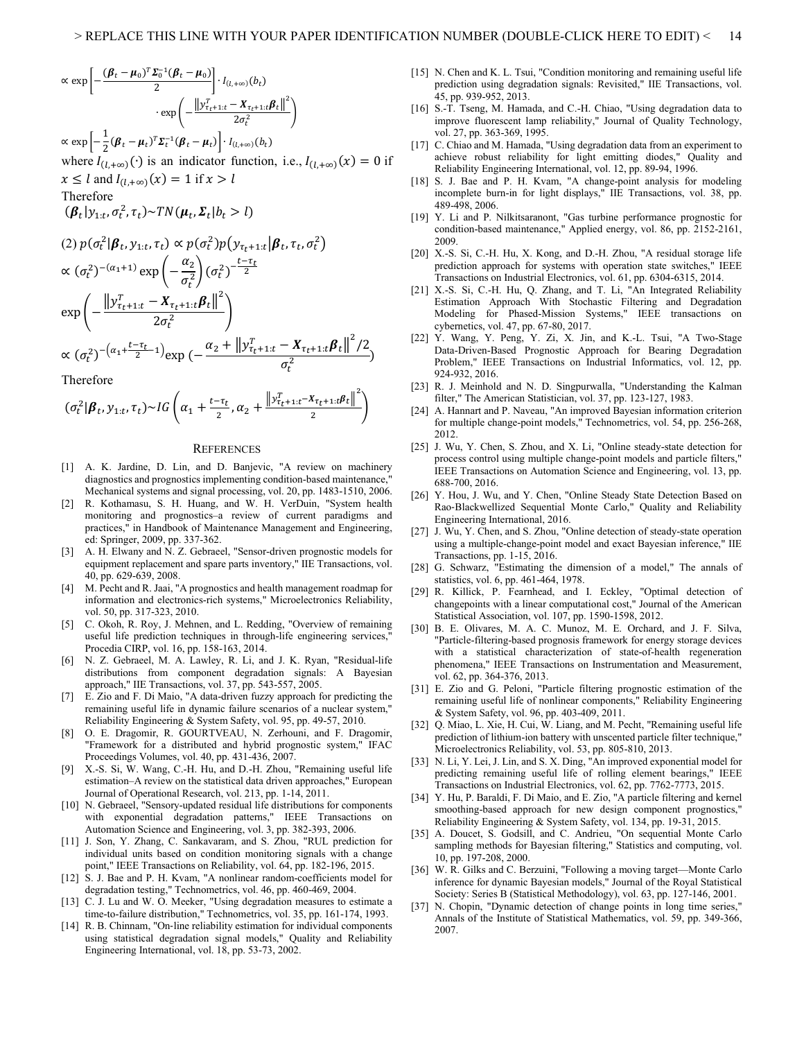$$\propto \exp\left[-\frac{(\boldsymbol{\beta}_t - \boldsymbol{\mu}_0)^T \boldsymbol{\Sigma}_0^{-1}(\boldsymbol{\beta}_t - \boldsymbol{\mu}_0)}{2}\right] \cdot I_{(l,+\infty)}(b_t) \cdot \exp\left(-\frac{\left\|y_{\tau_t+1:t}^T - \boldsymbol{X}_{\tau_t+1:t}\boldsymbol{\beta}_t\right\|^2}{2\sigma_t^2}\right)$$

$$\propto \exp\left[-\frac{1}{2}(\boldsymbol{\beta}_t - \boldsymbol{\mu}_t)^T \boldsymbol{\Sigma}_t^{-1}(\boldsymbol{\beta}_t - \boldsymbol{\mu}_t)\right] \cdot I_{(l,+\infty)}(b_t)$$

where $I_{(l,+\infty)}(\cdot)$ is an indicator function, i.e., $I_{(l,+\infty)}(x) = 0$ if $x \leq l$ and $I_{(l,+\infty)}(x) = 1$ if $x > l$

Therefore

$$(\boldsymbol{\beta}_t | y_{1:t}, \sigma_t^2, \tau_t) \sim TN(\boldsymbol{\mu}_t, \boldsymbol{\Sigma}_t | b_t > l)$$

(2) $p(\sigma_t^2 | \boldsymbol{\beta}_t, y_{1:t}, \tau_t) \propto p(\sigma_t^2) p(y_{\tau_t+1:t} | \boldsymbol{\beta}_t, \tau_t, \sigma_t^2)$

$$\propto (\sigma_t^2)^{-(\alpha_1+1)} \exp\left(-\frac{\alpha_2}{\sigma_t^2}\right) (\sigma_t^2)^{-\frac{t-\tau_t}{2}} \exp\left(-\frac{\left\|y_{\tau_t+1:t}^T - \boldsymbol{X}_{\tau_t+1:t}\boldsymbol{\beta}_t\right\|^2}{2\sigma_t^2}\right)$$

$$\propto (\sigma_t^2)^{-\left(\alpha_1 + \frac{t-\tau_t}{2} - 1\right)} \exp\left(-\frac{\alpha_2 + \left\|y_{\tau_t+1:t}^T - \boldsymbol{X}_{\tau_t+1:t}\boldsymbol{\beta}_t\right\|^2/2}{\sigma_t^2}\right)$$

Therefore

$$(\sigma_t^2 | \boldsymbol{\beta}_t, y_{1:t}, \tau_t) \sim IG\left(\alpha_1 + \frac{t-\tau_t}{2}, \alpha_2 + \frac{\left\|y_{\tau_t+1:t}^T - \boldsymbol{X}_{\tau_t+1:t}\boldsymbol{\beta}_t\right\|^2}{2}\right)$$

## References

[1] A. K. Jardine, D. Lin, and D. Banjevic, "A review on machinery diagnostics and prognostics implementing condition-based maintenance," Mechanical systems and signal processing, vol. 20, pp. 1483-1510, 2006.

[2] R. Kothamasu, S. H. Huang, and W. H. VerDuin, "System health monitoring and prognostics–a review of current paradigms and practices," in Handbook of Maintenance Management and Engineering, ed: Springer, 2009, pp. 337-362.

[3] A. H. Elwany and N. Z. Gebraeel, "Sensor-driven prognostic models for equipment replacement and spare parts inventory," IIE Transactions, vol. 40, pp. 629-639, 2008.

[4] M. Pecht and R. Jaai, "A prognostics and health management roadmap for information and electronics-rich systems," Microelectronics Reliability, vol. 50, pp. 317-323, 2010.

[5] C. Okoh, R. Roy, J. Mehnen, and L. Redding, "Overview of remaining useful life prediction techniques in through-life engineering services," Procedia CIRP, vol. 16, pp. 158-163, 2014.

[6] N. Z. Gebraeel, M. A. Lawley, R. Li, and J. K. Ryan, "Residual-life distributions from component degradation signals: A Bayesian approach," IIE Transactions, vol. 37, pp. 543-557, 2005.

[7] E. Zio and F. Di Maio, "A data-driven fuzzy approach for predicting the remaining useful life in dynamic failure scenarios of a nuclear system," Reliability Engineering & System Safety, vol. 95, pp. 49-57, 2010.

[8] O. E. Dragomir, R. GOURTVEAU, N. Zerhouni, and F. Dragomir, "Framework for a distributed and hybrid prognostic system," IFAC Proceedings Volumes, vol. 40, pp. 431-436, 2007.

[9] X.-S. Si, W. Wang, C.-H. Hu, and D.-H. Zhou, "Remaining useful life estimation–A review on the statistical data driven approaches," European Journal of Operational Research, vol. 213, pp. 1-14, 2011.

[10] N. Gebraeel, "Sensory-updated residual life distributions for components with exponential degradation patterns," IEEE Transactions on Automation Science and Engineering, vol. 3, pp. 382-393, 2006.

[11] J. Son, Y. Zhang, C. Sankavaram, and S. Zhou, "RUL prediction for individual units based on condition monitoring signals with a change point," IEEE Transactions on Reliability, vol. 64, pp. 182-196, 2015.

[12] S. J. Bae and P. H. Kvam, "A nonlinear random-coefficients model for degradation testing," Technometrics, vol. 46, pp. 460-469, 2004.

[13] C. J. Lu and W. O. Meeker, "Using degradation measures to estimate a time-to-failure distribution," Technometrics, vol. 35, pp. 161-174, 1993.

[14] R. B. Chinnam, "On-line reliability estimation for individual components using statistical degradation signal models," Quality and Reliability Engineering International, vol. 18, pp. 53-73, 2002.

[15] N. Chen and K. L. Tsui, "Condition monitoring and remaining useful life prediction using degradation signals: Revisited," IIE Transactions, vol. 45, pp. 939-952, 2013.

[16] S.-T. Tseng, M. Hamada, and C.-H. Chiao, "Using degradation data to improve fluorescent lamp reliability," Journal of Quality Technology, vol. 27, pp. 363-369, 1995.

[17] C. Chiao and M. Hamada, "Using degradation data from an experiment to achieve robust reliability for light emitting diodes," Quality and Reliability Engineering International, vol. 12, pp. 89-94, 1996.

[18] S. J. Bae and P. H. Kvam, "A change-point analysis for modeling incomplete burn-in for light displays," IIE Transactions, vol. 38, pp. 489-498, 2006.

[19] Y. Li and P. Nilkitsaranont, "Gas turbine performance prognostic for condition-based maintenance," Applied energy, vol. 86, pp. 2152-2161, 2009.

[20] X.-S. Si, C.-H. Hu, X. Kong, and D.-H. Zhou, "A residual storage life prediction approach for systems with operation state switches," IEEE Transactions on Industrial Electronics, vol. 61, pp. 6304-6315, 2014.

[21] X.-S. Si, C.-H. Hu, Q. Zhang, and T. Li, "An Integrated Reliability Estimation Approach With Stochastic Filtering and Degradation Modeling for Phased-Mission Systems," IEEE transactions on cybernetics, vol. 47, pp. 67-80, 2017.

[22] Y. Wang, Y. Peng, Y. Zi, X. Jin, and K.-L. Tsui, "A Two-Stage Data-Driven-Based Prognostic Approach for Bearing Degradation Problem," IEEE Transactions on Industrial Informatics, vol. 12, pp. 924-932, 2016.

[23] R. J. Meinhold and N. D. Singpurwalla, "Understanding the Kalman filter," The American Statistician, vol. 37, pp. 123-127, 1983.

[24] A. Hannart and P. Naveau, "An improved Bayesian information criterion for multiple change-point models," Technometrics, vol. 54, pp. 256-268, 2012.

[25] J. Wu, Y. Chen, S. Zhou, and X. Li, "Online steady-state detection for process control using multiple change-point models and particle filters," IEEE Transactions on Automation Science and Engineering, vol. 13, pp. 688-700, 2016.

[26] Y. Hou, J. Wu, and Y. Chen, "Online Steady State Detection Based on Rao-Blackwellized Sequential Monte Carlo," Quality and Reliability Engineering International, 2016.

[27] J. Wu, Y. Chen, and S. Zhou, "Online detection of steady-state operation using a multiple-change-point model and exact Bayesian inference," IIE Transactions, pp. 1-15, 2016.

[28] G. Schwarz, "Estimating the dimension of a model," The annals of statistics, vol. 6, pp. 461-464, 1978.

[29] R. Killick, P. Fearnhead, and I. Eckley, "Optimal detection of changepoints with a linear computational cost," Journal of the American Statistical Association, vol. 107, pp. 1590-1598, 2012.

[30] B. E. Olivares, M. A. C. Munoz, M. E. Orchard, and J. F. Silva, "Particle-filtering-based prognosis framework for energy storage devices with a statistical characterization of state-of-health regeneration phenomena," IEEE Transactions on Instrumentation and Measurement, vol. 62, pp. 364-376, 2013.

[31] E. Zio and G. Peloni, "Particle filtering prognostic estimation of the remaining useful life of nonlinear components," Reliability Engineering & System Safety, vol. 96, pp. 403-409, 2011.

[32] Q. Miao, L. Xie, H. Cui, W. Liang, and M. Pecht, "Remaining useful life prediction of lithium-ion battery with unscented particle filter technique," Microelectronics Reliability, vol. 53, pp. 805-810, 2013.

[33] N. Li, Y. Lei, J. Lin, and S. X. Ding, "An improved exponential model for predicting remaining useful life of rolling element bearings," IEEE Transactions on Industrial Electronics, vol. 62, pp. 7762-7773, 2015.

[34] Y. Hu, P. Baraldi, F. Di Maio, and E. Zio, "A particle filtering and kernel smoothing-based approach for new design component prognostics," Reliability Engineering & System Safety, vol. 134, pp. 19-31, 2015.

[35] A. Doucet, S. Godsill, and C. Andrieu, "On sequential Monte Carlo sampling methods for Bayesian filtering," Statistics and computing, vol. 10, pp. 197-208, 2000.

[36] W. R. Gilks and C. Berzuini, "Following a moving target—Monte Carlo inference for dynamic Bayesian models," Journal of the Royal Statistical Society: Series B (Statistical Methodology), vol. 63, pp. 127-146, 2001.

[37] N. Chopin, "Dynamic detection of change points in long time series," Annals of the Institute of Statistical Mathematics, vol. 59, pp. 349-366, 2007.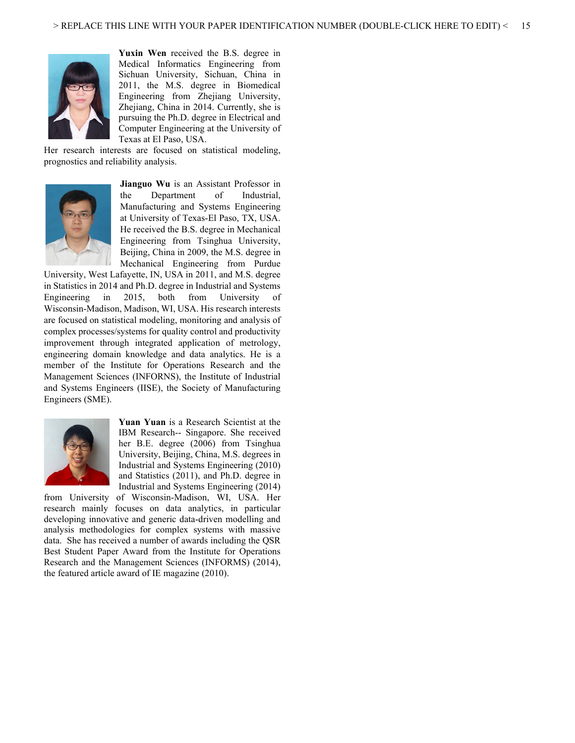**Yuxin Wen** received the B.S. degree in Medical Informatics Engineering from Sichuan University, Sichuan, China in 2011, the M.S. degree in Biomedical Engineering from Zhejiang University, Zhejiang, China in 2014. Currently, she is pursuing the Ph.D. degree in Electrical and Computer Engineering at the University of Texas at El Paso, USA. Her research interests are focused on statistical modeling, prognostics and reliability analysis.

**Jianguo Wu** is an Assistant Professor in the Department of Industrial, Manufacturing and Systems Engineering at University of Texas-El Paso, TX, USA. He received the B.S. degree in Mechanical Engineering from Tsinghua University, Beijing, China in 2009, the M.S. degree in Mechanical Engineering from Purdue University, West Lafayette, IN, USA in 2011, and M.S. degree in Statistics in 2014 and Ph.D. degree in Industrial and Systems Engineering in 2015, both from University of Wisconsin-Madison, Madison, WI, USA. His research interests are focused on statistical modeling, monitoring and analysis of complex processes/systems for quality control and productivity improvement through integrated application of metrology, engineering domain knowledge and data analytics. He is a member of the Institute for Operations Research and the Management Sciences (INFORNS), the Institute of Industrial and Systems Engineers (IISE), the Society of Manufacturing Engineers (SME).

**Yuan Yuan** is a Research Scientist at the IBM Research-- Singapore. She received her B.E. degree (2006) from Tsinghua University, Beijing, China, M.S. degrees in Industrial and Systems Engineering (2010) and Statistics (2011), and Ph.D. degree in Industrial and Systems Engineering (2014) from University of Wisconsin-Madison, WI, USA. Her research mainly focuses on data analytics, in particular developing innovative and generic data-driven modelling and analysis methodologies for complex systems with massive data. She has received a number of awards including the QSR Best Student Paper Award from the Institute for Operations Research and the Management Sciences (INFORMS) (2014), the featured article award of IE magazine (2010).